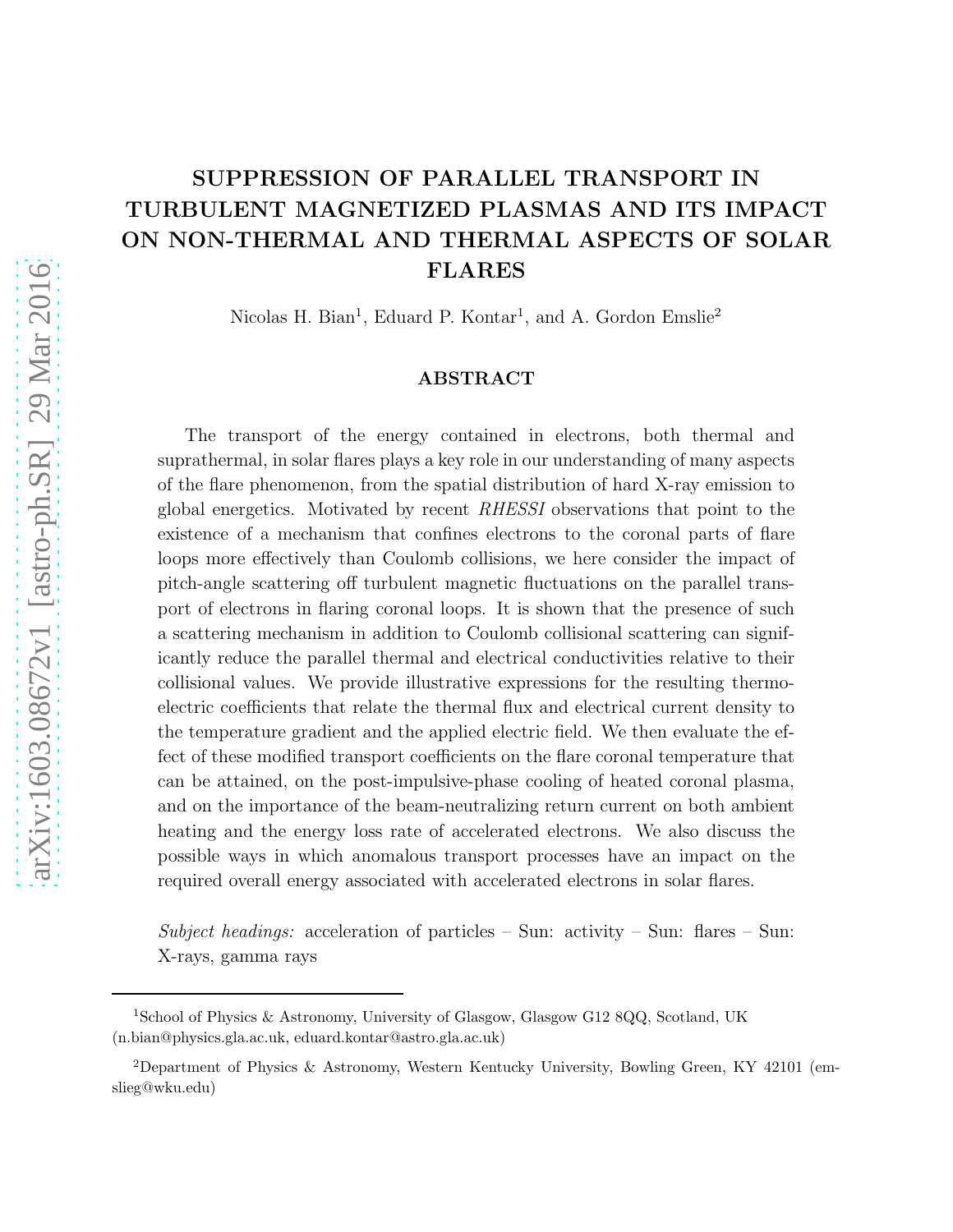# SUPPRESSION OF PARALLEL TRANSPORT IN TURBULENT MAGNETIZED PLASMAS AND ITS IMPACT ON NON-THERMAL AND THERMAL ASPECTS OF SOLAR FLARES

Nicolas H. Bian[1], Eduard P. Kontar[1], and A. Gordon Emslie[2]

## ABSTRACT

The transport of the energy contained in electrons, both thermal and suprathermal, in solar flares plays a key role in our understanding of many aspects of the flare phenomenon, from the spatial distribution of hard X-ray emission to global energetics. Motivated by recent *RHESSI* observations that point to the existence of a mechanism that confines electrons to the coronal parts of flare loops more effectively than Coulomb collisions, we here consider the impact of pitch-angle scattering off turbulent magnetic fluctuations on the parallel transport of electrons in flaring coronal loops. It is shown that the presence of such a scattering mechanism in addition to Coulomb collisional scattering can significantly reduce the parallel thermal and electrical conductivities relative to their collisional values. We provide illustrative expressions for the resulting thermoelectric coefficients that relate the thermal flux and electrical current density to the temperature gradient and the applied electric field. We then evaluate the effect of these modified transport coefficients on the flare coronal temperature that can be attained, on the post-impulsive-phase cooling of heated coronal plasma, and on the importance of the beam-neutralizing return current on both ambient heating and the energy loss rate of accelerated electrons. We also discuss the possible ways in which anomalous transport processes have an impact on the required overall energy associated with accelerated electrons in solar flares.

*Subject headings:* acceleration of particles – Sun: activity – Sun: flares – Sun: X-rays, gamma rays

---

[1]School of Physics & Astronomy, University of Glasgow, Glasgow G12 8QQ, Scotland, UK (n.bian@physics.gla.ac.uk, eduard.kontar@astro.gla.ac.uk)

[2]Department of Physics & Astronomy, Western Kentucky University, Bowling Green, KY 42101 (emslieg@wku.edu)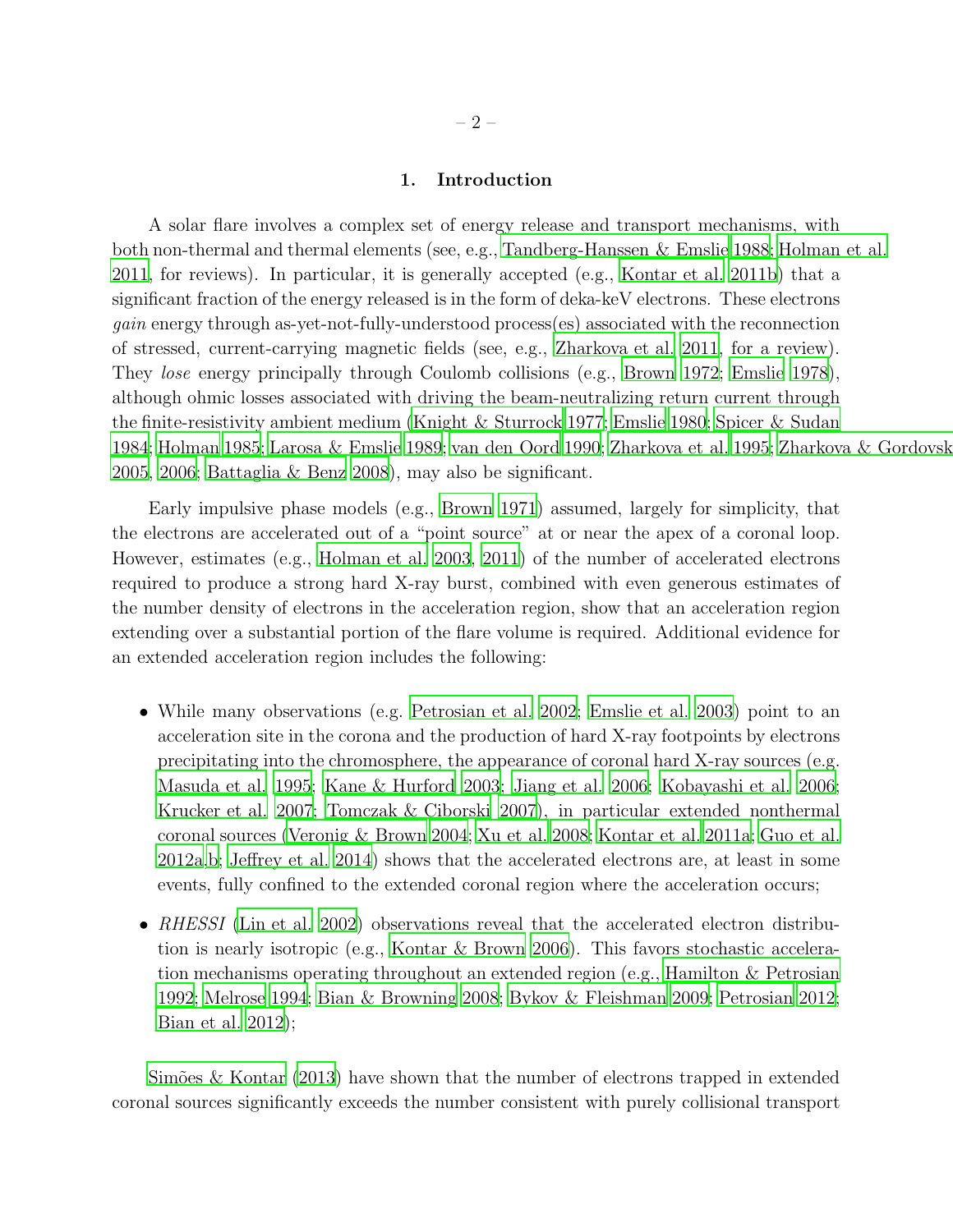## 1. Introduction

A solar flare involves a complex set of energy release and transport mechanisms, with both non-thermal and thermal elements (see, e.g., Tandberg-Hanssen & Emslie 1988; Holman et al. 2011, for reviews). In particular, it is generally accepted (e.g., Kontar et al. 2011b) that a significant fraction of the energy released is in the form of deka-keV electrons. These electrons *gain* energy through as-yet-not-fully-understood process(es) associated with the reconnection of stressed, current-carrying magnetic fields (see, e.g., Zharkova et al. 2011, for a review). They *lose* energy principally through Coulomb collisions (e.g., Brown 1972; Emslie 1978), although ohmic losses associated with driving the beam-neutralizing return current through the finite-resistivity ambient medium (Knight & Sturrock 1977; Emslie 1980; Spicer & Sudan 1984; Holman 1985; Larosa & Emslie 1989; van den Oord 1990; Zharkova et al. 1995; Zharkova & Gordovsk 2005, 2006; Battaglia & Benz 2008), may also be significant.

Early impulsive phase models (e.g., Brown 1971) assumed, largely for simplicity, that the electrons are accelerated out of a "point source" at or near the apex of a coronal loop. However, estimates (e.g., Holman et al. 2003, 2011) of the number of accelerated electrons required to produce a strong hard X-ray burst, combined with even generous estimates of the number density of electrons in the acceleration region, show that an acceleration region extending over a substantial portion of the flare volume is required. Additional evidence for an extended acceleration region includes the following:

- While many observations (e.g. Petrosian et al. 2002; Emslie et al. 2003) point to an acceleration site in the corona and the production of hard X-ray footpoints by electrons precipitating into the chromosphere, the appearance of coronal hard X-ray sources (e.g. Masuda et al. 1995; Kane & Hurford 2003; Jiang et al. 2006; Kobayashi et al. 2006; Krucker et al. 2007; Tomczak & Ciborski 2007), in particular extended nonthermal coronal sources (Veronig & Brown 2004; Xu et al. 2008; Kontar et al. 2011a; Guo et al. 2012a,b; Jeffrey et al. 2014) shows that the accelerated electrons are, at least in some events, fully confined to the extended coronal region where the acceleration occurs;

- *RHESSI* (Lin et al. 2002) observations reveal that the accelerated electron distribution is nearly isotropic (e.g., Kontar & Brown 2006). This favors stochastic acceleration mechanisms operating throughout an extended region (e.g., Hamilton & Petrosian 1992; Melrose 1994; Bian & Browning 2008; Bykov & Fleishman 2009; Petrosian 2012; Bian et al. 2012);

Simões & Kontar (2013) have shown that the number of electrons trapped in extended coronal sources significantly exceeds the number consistent with purely collisional transport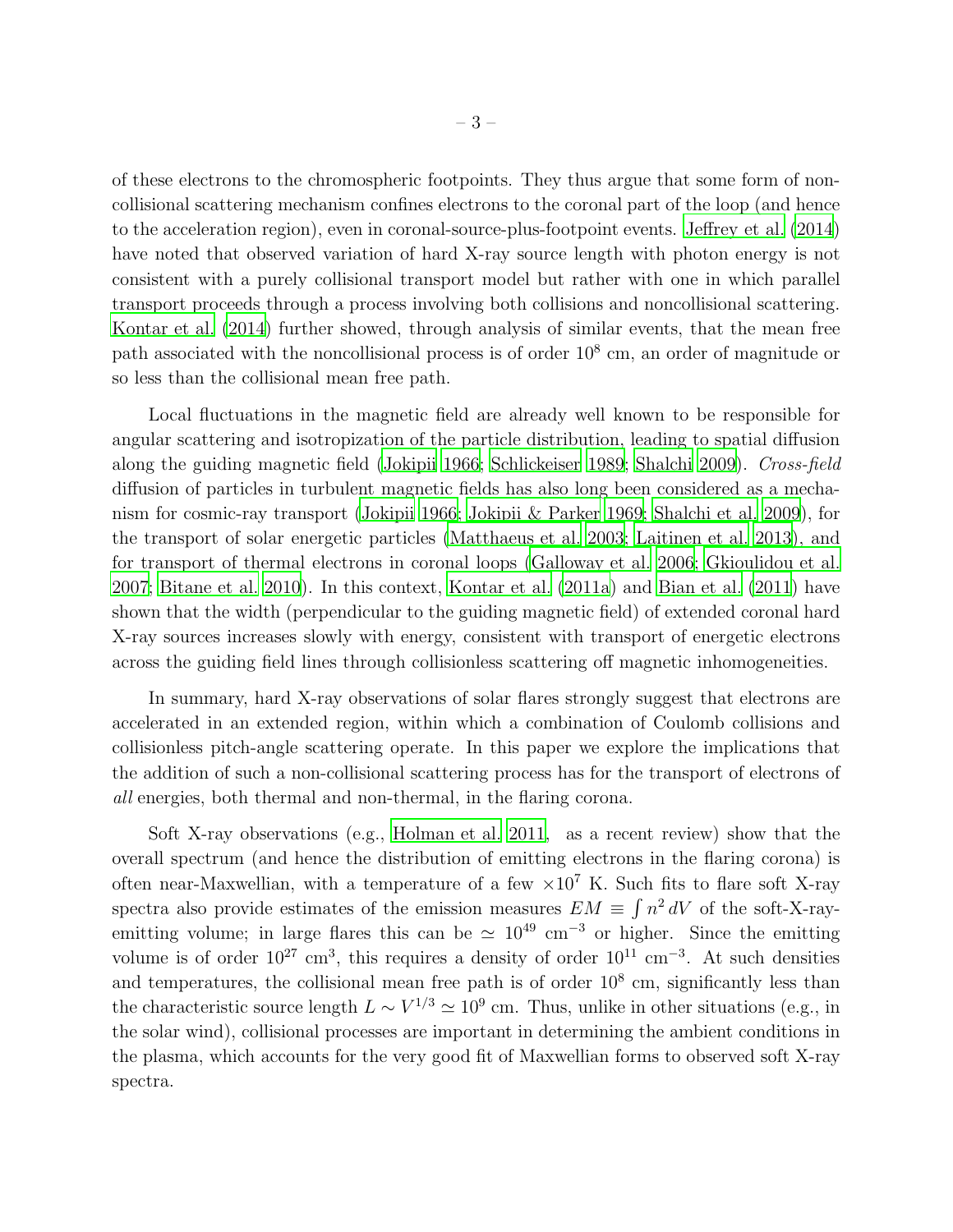of these electrons to the chromospheric footpoints. They thus argue that some form of non-collisional scattering mechanism confines electrons to the coronal part of the loop (and hence to the acceleration region), even in coronal-source-plus-footpoint events. Jeffrey et al. (2014) have noted that observed variation of hard X-ray source length with photon energy is not consistent with a purely collisional transport model but rather with one in which parallel transport proceeds through a process involving both collisions and noncollisional scattering. Kontar et al. (2014) further showed, through analysis of similar events, that the mean free path associated with the noncollisional process is of order $10^8$ cm, an order of magnitude or so less than the collisional mean free path.

Local fluctuations in the magnetic field are already well known to be responsible for angular scattering and isotropization of the particle distribution, leading to spatial diffusion along the guiding magnetic field (Jokipii 1966; Schlickeiser 1989; Shalchi 2009). *Cross-field* diffusion of particles in turbulent magnetic fields has also long been considered as a mechanism for cosmic-ray transport (Jokipii 1966; Jokipii & Parker 1969; Shalchi et al. 2009), for the transport of solar energetic particles (Matthaeus et al. 2003; Laitinen et al. 2013), and for transport of thermal electrons in coronal loops (Galloway et al. 2006; Gkioulidou et al. 2007; Bitane et al. 2010). In this context, Kontar et al. (2011a) and Bian et al. (2011) have shown that the width (perpendicular to the guiding magnetic field) of extended coronal hard X-ray sources increases slowly with energy, consistent with transport of energetic electrons across the guiding field lines through collisionless scattering off magnetic inhomogeneities.

In summary, hard X-ray observations of solar flares strongly suggest that electrons are accelerated in an extended region, within which a combination of Coulomb collisions and collisionless pitch-angle scattering operate. In this paper we explore the implications that the addition of such a non-collisional scattering process has for the transport of electrons of *all* energies, both thermal and non-thermal, in the flaring corona.

Soft X-ray observations (e.g., Holman et al. 2011, as a recent review) show that the overall spectrum (and hence the distribution of emitting electrons in the flaring corona) is often near-Maxwellian, with a temperature of a few $\times 10^7$ K. Such fits to flare soft X-ray spectra also provide estimates of the emission measures $EM \equiv \int n^2 \, dV$ of the soft-X-ray-emitting volume; in large flares this can be $\simeq 10^{49}$ cm$^{-3}$ or higher. Since the emitting volume is of order $10^{27}$ cm$^3$, this requires a density of order $10^{11}$ cm$^{-3}$. At such densities and temperatures, the collisional mean free path is of order $10^8$ cm, significantly less than the characteristic source length $L \sim V^{1/3} \simeq 10^9$ cm. Thus, unlike in other situations (e.g., in the solar wind), collisional processes are important in determining the ambient conditions in the plasma, which accounts for the very good fit of Maxwellian forms to observed soft X-ray spectra.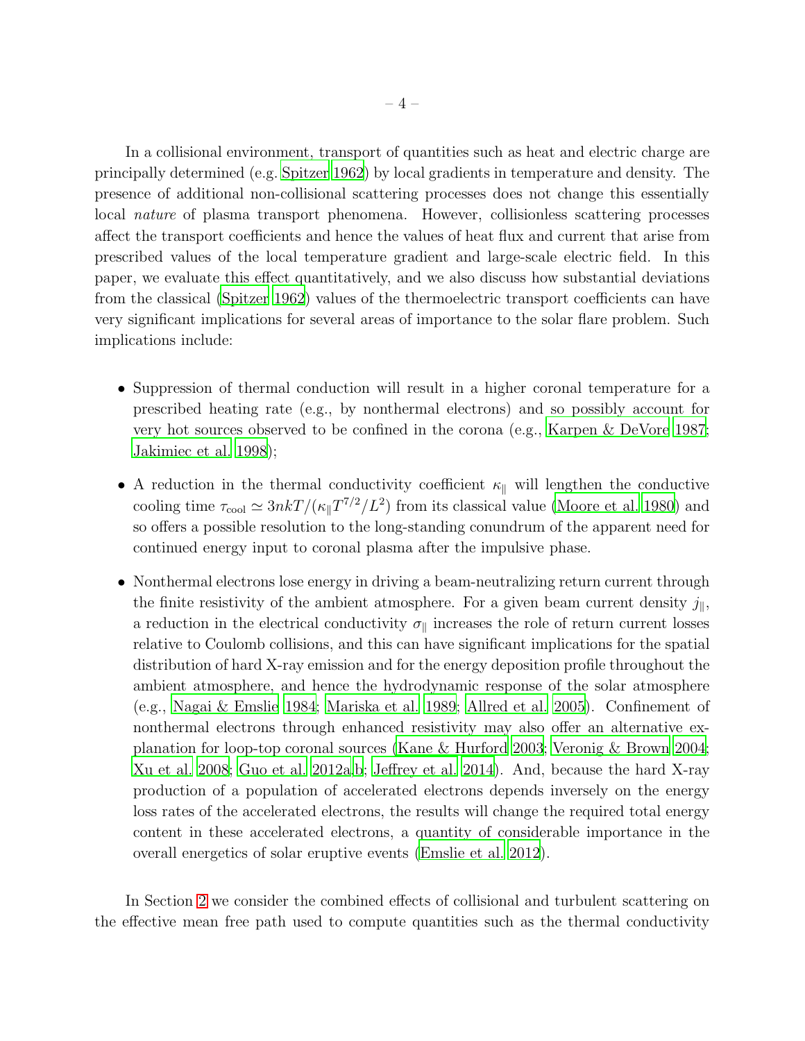In a collisional environment, transport of quantities such as heat and electric charge are principally determined (e.g. Spitzer 1962) by local gradients in temperature and density. The presence of additional non-collisional scattering processes does not change this essentially local *nature* of plasma transport phenomena. However, collisionless scattering processes affect the transport coefficients and hence the values of heat flux and current that arise from prescribed values of the local temperature gradient and large-scale electric field. In this paper, we evaluate this effect quantitatively, and we also discuss how substantial deviations from the classical (Spitzer 1962) values of the thermoelectric transport coefficients can have very significant implications for several areas of importance to the solar flare problem. Such implications include:

- Suppression of thermal conduction will result in a higher coronal temperature for a prescribed heating rate (e.g., by nonthermal electrons) and so possibly account for very hot sources observed to be confined in the corona (e.g., Karpen & DeVore 1987; Jakimiec et al. 1998);
- A reduction in the thermal conductivity coefficient $\kappa_\parallel$ will lengthen the conductive cooling time $\tau_{\rm cool} \simeq 3nkT/(\kappa_\parallel T^{7/2}/L^2)$ from its classical value (Moore et al. 1980) and so offers a possible resolution to the long-standing conundrum of the apparent need for continued energy input to coronal plasma after the impulsive phase.
- Nonthermal electrons lose energy in driving a beam-neutralizing return current through the finite resistivity of the ambient atmosphere. For a given beam current density $j_\parallel$, a reduction in the electrical conductivity $\sigma_\parallel$ increases the role of return current losses relative to Coulomb collisions, and this can have significant implications for the spatial distribution of hard X-ray emission and for the energy deposition profile throughout the ambient atmosphere, and hence the hydrodynamic response of the solar atmosphere (e.g., Nagai & Emslie 1984; Mariska et al. 1989; Allred et al. 2005). Confinement of nonthermal electrons through enhanced resistivity may also offer an alternative explanation for loop-top coronal sources (Kane & Hurford 2003; Veronig & Brown 2004; Xu et al. 2008; Guo et al. 2012a,b; Jeffrey et al. 2014). And, because the hard X-ray production of a population of accelerated electrons depends inversely on the energy loss rates of the accelerated electrons, the results will change the required total energy content in these accelerated electrons, a quantity of considerable importance in the overall energetics of solar eruptive events (Emslie et al. 2012).

In Section 2 we consider the combined effects of collisional and turbulent scattering on the effective mean free path used to compute quantities such as the thermal conductivity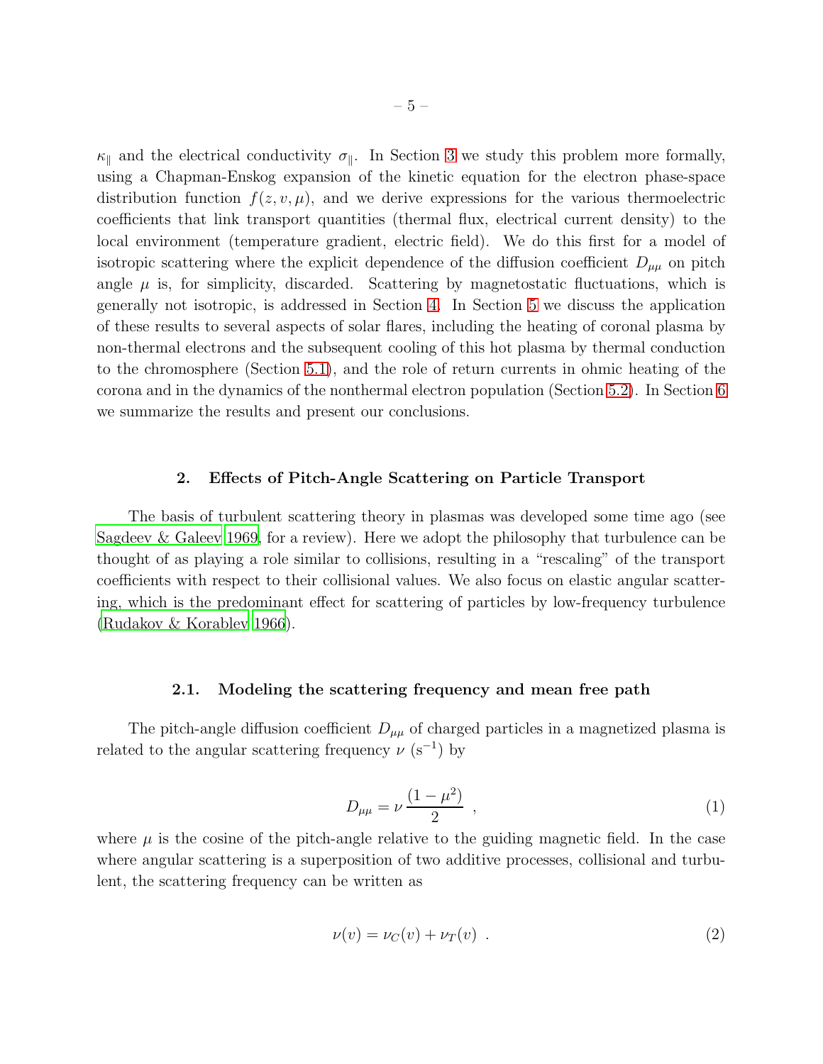$\kappa_{\|}$ and the electrical conductivity $\sigma_{\|}$. In Section 3 we study this problem more formally, using a Chapman-Enskog expansion of the kinetic equation for the electron phase-space distribution function $f(z, v, \mu)$, and we derive expressions for the various thermoelectric coefficients that link transport quantities (thermal flux, electrical current density) to the local environment (temperature gradient, electric field). We do this first for a model of isotropic scattering where the explicit dependence of the diffusion coefficient $D_{\mu\mu}$ on pitch angle $\mu$ is, for simplicity, discarded. Scattering by magnetostatic fluctuations, which is generally not isotropic, is addressed in Section 4. In Section 5 we discuss the application of these results to several aspects of solar flares, including the heating of coronal plasma by non-thermal electrons and the subsequent cooling of this hot plasma by thermal conduction to the chromosphere (Section 5.1), and the role of return currents in ohmic heating of the corona and in the dynamics of the nonthermal electron population (Section 5.2). In Section 6 we summarize the results and present our conclusions.

## 2. Effects of Pitch-Angle Scattering on Particle Transport

The basis of turbulent scattering theory in plasmas was developed some time ago (see Sagdeev & Galeev 1969, for a review). Here we adopt the philosophy that turbulence can be thought of as playing a role similar to collisions, resulting in a "rescaling" of the transport coefficients with respect to their collisional values. We also focus on elastic angular scattering, which is the predominant effect for scattering of particles by low-frequency turbulence (Rudakov & Korablev 1966).

### 2.1. Modeling the scattering frequency and mean free path

The pitch-angle diffusion coefficient $D_{\mu\mu}$ of charged particles in a magnetized plasma is related to the angular scattering frequency $\nu$ ($\mathrm{s}^{-1}$) by

$$D_{\mu\mu} = \nu \, \frac{(1-\mu^2)}{2} \ , \tag{1}$$

where $\mu$ is the cosine of the pitch-angle relative to the guiding magnetic field. In the case where angular scattering is a superposition of two additive processes, collisional and turbulent, the scattering frequency can be written as

$$\nu(v) = \nu_C(v) + \nu_T(v) \ . \tag{2}$$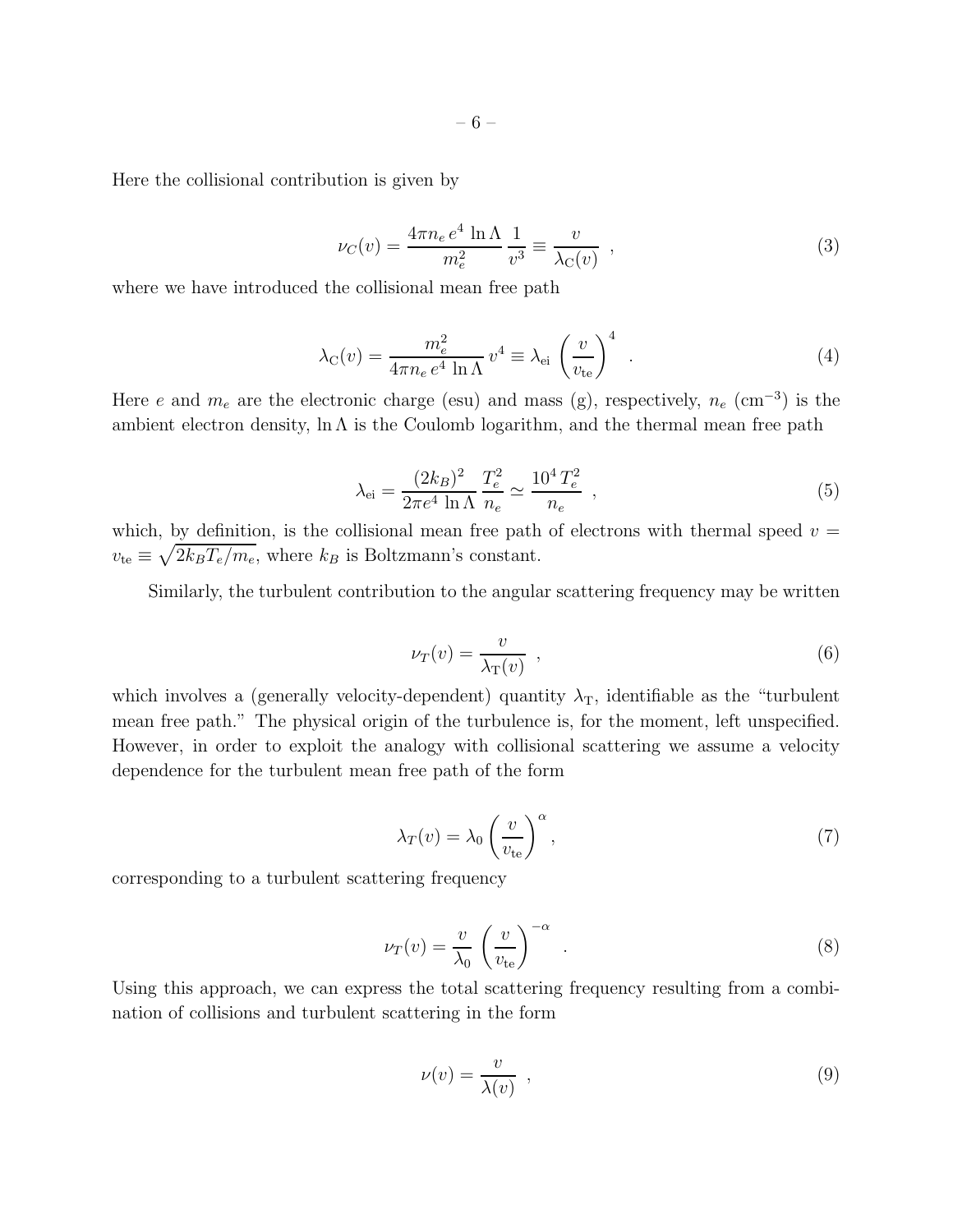Here the collisional contribution is given by

$$\nu_C(v) = \frac{4\pi n_e \, e^4 \, \ln \Lambda}{m_e^2} \, \frac{1}{v^3} \equiv \frac{v}{\lambda_{\rm C}(v)} \ \ , \tag{3}$$

where we have introduced the collisional mean free path

$$\lambda_{\rm C}(v) = \frac{m_e^2}{4\pi n_e \, e^4 \, \ln \Lambda} \, v^4 \equiv \lambda_{\rm ei} \left( \frac{v}{v_{\rm te}} \right)^4 \ \ . \tag{4}$$

Here $e$ and $m_e$ are the electronic charge (esu) and mass (g), respectively, $n_e$ (cm$^{-3}$) is the ambient electron density, $\ln \Lambda$ is the Coulomb logarithm, and the thermal mean free path

$$\lambda_{\rm ei} = \frac{(2k_B)^2}{2\pi e^4 \, \ln \Lambda} \, \frac{T_e^2}{n_e} \simeq \frac{10^4 \, T_e^2}{n_e} \ \ , \tag{5}$$

which, by definition, is the collisional mean free path of electrons with thermal speed $v = v_{\rm te} \equiv \sqrt{2k_B T_e / m_e}$, where $k_B$ is Boltzmann's constant.

Similarly, the turbulent contribution to the angular scattering frequency may be written

$$\nu_T(v) = \frac{v}{\lambda_{\rm T}(v)} \ \ , \tag{6}$$

which involves a (generally velocity-dependent) quantity $\lambda_{\rm T}$, identifiable as the "turbulent mean free path." The physical origin of the turbulence is, for the moment, left unspecified. However, in order to exploit the analogy with collisional scattering we assume a velocity dependence for the turbulent mean free path of the form

$$\lambda_T(v) = \lambda_0 \left( \frac{v}{v_{\rm te}} \right)^\alpha , \tag{7}$$

corresponding to a turbulent scattering frequency

$$\nu_T(v) = \frac{v}{\lambda_0} \, \left( \frac{v}{v_{\rm te}} \right)^{-\alpha} \ \ . \tag{8}$$

Using this approach, we can express the total scattering frequency resulting from a combination of collisions and turbulent scattering in the form

$$\nu(v) = \frac{v}{\lambda(v)} \ \ , \tag{9}$$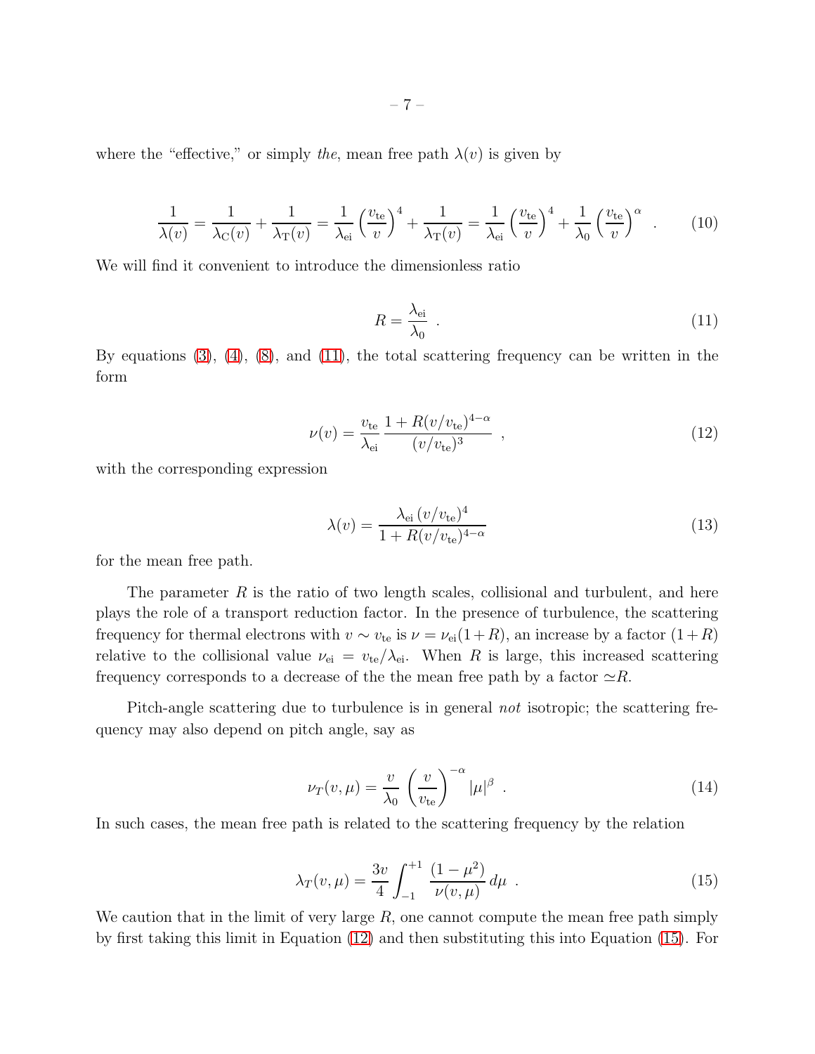where the "effective," or simply *the*, mean free path $\lambda(v)$ is given by

$$\frac{1}{\lambda(v)} = \frac{1}{\lambda_{\rm C}(v)} + \frac{1}{\lambda_{\rm T}(v)} = \frac{1}{\lambda_{\rm ei}}\left(\frac{v_{\rm te}}{v}\right)^4 + \frac{1}{\lambda_{\rm T}(v)} = \frac{1}{\lambda_{\rm ei}}\left(\frac{v_{\rm te}}{v}\right)^4 + \frac{1}{\lambda_0}\left(\frac{v_{\rm te}}{v}\right)^\alpha \quad . \tag{10}$$

We will find it convenient to introduce the dimensionless ratio

$$R = \frac{\lambda_{\rm ei}}{\lambda_0} \quad . \tag{11}$$

By equations (3), (4), (8), and (11), the total scattering frequency can be written in the form

$$\nu(v) = \frac{v_{\rm te}}{\lambda_{\rm ei}} \, \frac{1 + R(v/v_{\rm te})^{4-\alpha}}{(v/v_{\rm te})^3} \quad , \tag{12}$$

with the corresponding expression

$$\lambda(v) = \frac{\lambda_{\rm ei}\,(v/v_{\rm te})^4}{1 + R(v/v_{\rm te})^{4-\alpha}} \tag{13}$$

for the mean free path.

The parameter $R$ is the ratio of two length scales, collisional and turbulent, and here plays the role of a transport reduction factor. In the presence of turbulence, the scattering frequency for thermal electrons with $v \sim v_{\rm te}$ is $\nu = \nu_{\rm ei}(1+R)$, an increase by a factor $(1+R)$ relative to the collisional value $\nu_{\rm ei} = v_{\rm te}/\lambda_{\rm ei}$. When $R$ is large, this increased scattering frequency corresponds to a decrease of the the mean free path by a factor $\simeq R$.

Pitch-angle scattering due to turbulence is in general *not* isotropic; the scattering frequency may also depend on pitch angle, say as

$$\nu_T(v,\mu) = \frac{v}{\lambda_0}\left(\frac{v}{v_{\rm te}}\right)^{-\alpha} |\mu|^\beta \quad . \tag{14}$$

In such cases, the mean free path is related to the scattering frequency by the relation

$$\lambda_T(v,\mu) = \frac{3v}{4}\int_{-1}^{+1} \frac{(1-\mu^2)}{\nu(v,\mu)}\, d\mu \quad . \tag{15}$$

We caution that in the limit of very large $R$, one cannot compute the mean free path simply by first taking this limit in Equation (12) and then substituting this into Equation (15). For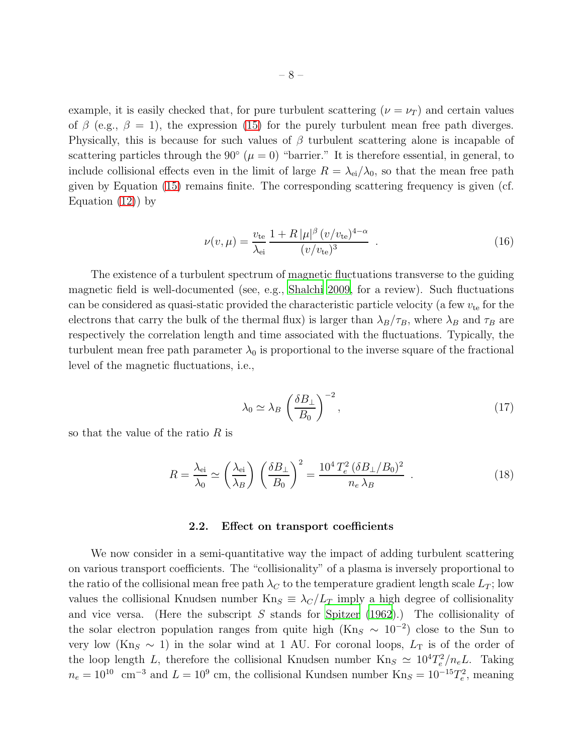example, it is easily checked that, for pure turbulent scattering ($\nu = \nu_T$) and certain values of $\beta$ (e.g., $\beta = 1$), the expression (15) for the purely turbulent mean free path diverges. Physically, this is because for such values of $\beta$ turbulent scattering alone is incapable of scattering particles through the 90° ($\mu = 0$) "barrier." It is therefore essential, in general, to include collisional effects even in the limit of large $R = \lambda_{\rm ei}/\lambda_0$, so that the mean free path given by Equation (15) remains finite. The corresponding scattering frequency is given (cf. Equation (12)) by

$$\nu(v, \mu) = \frac{v_{\rm te}}{\lambda_{\rm ei}} \, \frac{1 + R\, |\mu|^{\beta}\, (v/v_{\rm te})^{4-\alpha}}{(v/v_{\rm te})^3} \quad . \tag{16}$$

The existence of a turbulent spectrum of magnetic fluctuations transverse to the guiding magnetic field is well-documented (see, e.g., Shalchi 2009, for a review). Such fluctuations can be considered as quasi-static provided the characteristic particle velocity (a few $v_{\rm te}$ for the electrons that carry the bulk of the thermal flux) is larger than $\lambda_B/\tau_B$, where $\lambda_B$ and $\tau_B$ are respectively the correlation length and time associated with the fluctuations. Typically, the turbulent mean free path parameter $\lambda_0$ is proportional to the inverse square of the fractional level of the magnetic fluctuations, i.e.,

$$\lambda_0 \simeq \lambda_B \left( \frac{\delta B_\perp}{B_0} \right)^{-2} , \tag{17}$$

so that the value of the ratio $R$ is

$$R = \frac{\lambda_{\rm ei}}{\lambda_0} \simeq \left( \frac{\lambda_{\rm ei}}{\lambda_B} \right) \left( \frac{\delta B_\perp}{B_0} \right)^2 = \frac{10^4\, T_e^2\, (\delta B_\perp/B_0)^2}{n_e\, \lambda_B} \quad . \tag{18}$$

### 2.2. Effect on transport coefficients

We now consider in a semi-quantitative way the impact of adding turbulent scattering on various transport coefficients. The "collisionality" of a plasma is inversely proportional to the ratio of the collisional mean free path $\lambda_C$ to the temperature gradient length scale $L_T$; low values the collisional Knudsen number ${\rm Kn}_S \equiv \lambda_C/L_T$ imply a high degree of collisionality and vice versa. (Here the subscript $S$ stands for Spitzer (1962).) The collisionality of the solar electron population ranges from quite high (${\rm Kn}_S \sim 10^{-2}$) close to the Sun to very low (${\rm Kn}_S \sim 1$) in the solar wind at 1 AU. For coronal loops, $L_{\rm T}$ is of the order of the loop length $L$, therefore the collisional Knudsen number ${\rm Kn}_S \simeq 10^4 T_e^2/n_e L$. Taking $n_e = 10^{10}$ cm$^{-3}$ and $L = 10^9$ cm, the collisional Kundsen number ${\rm Kn}_S = 10^{-15} T_e^2$, meaning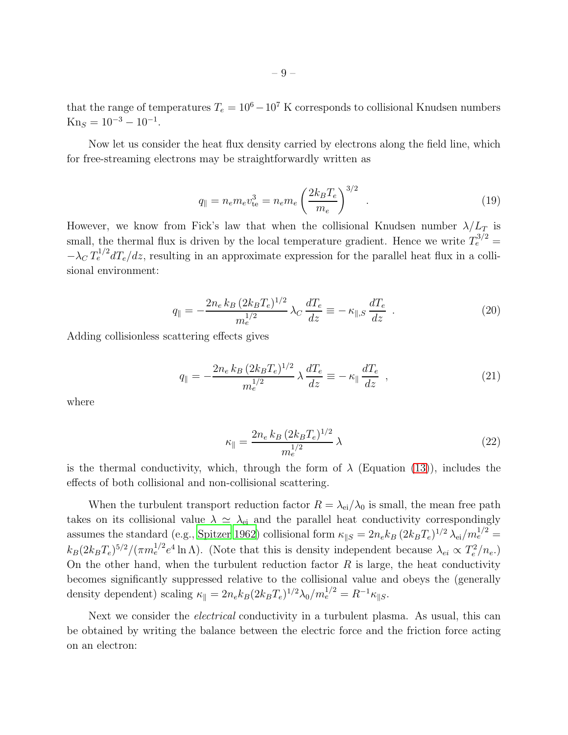that the range of temperatures $T_e = 10^6 - 10^7$ K corresponds to collisional Knudsen numbers $\mathrm{Kn}_S = 10^{-3} - 10^{-1}$.

Now let us consider the heat flux density carried by electrons along the field line, which for free-streaming electrons may be straightforwardly written as

$$q_\parallel = n_e m_e v_{\rm te}^3 = n_e m_e \left( \frac{2 k_B T_e}{m_e} \right)^{3/2} \quad . \tag{19}$$

However, we know from Fick's law that when the collisional Knudsen number $\lambda/L_T$ is small, the thermal flux is driven by the local temperature gradient. Hence we write $T_e^{3/2} = -\lambda_C \, T_e^{1/2} dT_e/dz$, resulting in an approximate expression for the parallel heat flux in a collisional environment:

$$q_\parallel = -\frac{2 n_e \, k_B \, (2 k_B T_e)^{1/2}}{m_e^{1/2}} \, \lambda_C \, \frac{dT_e}{dz} \equiv - \, \kappa_{\parallel, S} \, \frac{dT_e}{dz} \quad . \tag{20}$$

Adding collisionless scattering effects gives

$$q_\parallel = -\frac{2 n_e \, k_B \, (2 k_B T_e)^{1/2}}{m_e^{1/2}} \, \lambda \, \frac{dT_e}{dz} \equiv - \, \kappa_\parallel \, \frac{dT_e}{dz} \quad , \tag{21}$$

where

$$\kappa_\parallel = \frac{2 n_e \, k_B \, (2 k_B T_e)^{1/2}}{m_e^{1/2}} \, \lambda \tag{22}$$

is the thermal conductivity, which, through the form of $\lambda$ (Equation (13)), includes the effects of both collisional and non-collisional scattering.

When the turbulent transport reduction factor $R = \lambda_{\rm ei}/\lambda_0$ is small, the mean free path takes on its collisional value $\lambda \simeq \lambda_{\rm ei}$ and the parallel heat conductivity correspondingly assumes the standard (e.g., Spitzer 1962) collisional form $\kappa_{\parallel S} = 2 n_e k_B \, (2 k_B T_e)^{1/2} \, \lambda_{\rm ei}/m_e^{1/2} = k_B (2 k_B T_e)^{5/2}/(\pi m_e^{1/2} e^4 \ln \Lambda)$. (Note that this is density independent because $\lambda_{ei} \propto T_e^2/n_e$.) On the other hand, when the turbulent reduction factor $R$ is large, the heat conductivity becomes significantly suppressed relative to the collisional value and obeys the (generally density dependent) scaling $\kappa_\parallel = 2 n_e k_B (2 k_B T_e)^{1/2} \lambda_0 / m_e^{1/2} = R^{-1} \kappa_{\parallel S}$.

Next we consider the *electrical* conductivity in a turbulent plasma. As usual, this can be obtained by writing the balance between the electric force and the friction force acting on an electron: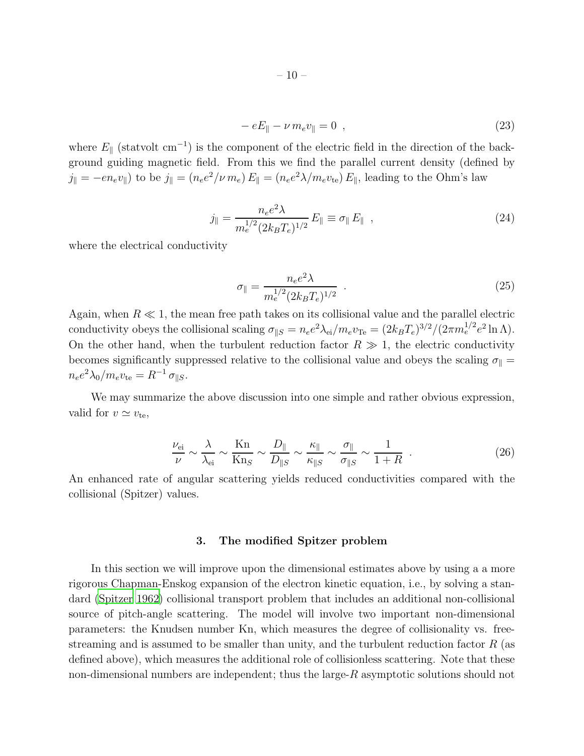$$- eE_\parallel - \nu \, m_e v_\parallel = 0 \ , \tag{23}$$

where $E_\parallel$ (statvolt cm$^{-1}$) is the component of the electric field in the direction of the background guiding magnetic field. From this we find the parallel current density (defined by $j_\parallel = -en_e v_\parallel$) to be $j_\parallel = (n_e e^2/\nu \, m_e) \, E_\parallel = (n_e e^2 \lambda / m_e v_{\rm te}) \, E_\parallel$, leading to the Ohm's law

$$j_\parallel = \frac{n_e e^2 \lambda}{m_e^{1/2} (2 k_B T_e)^{1/2}} \, E_\parallel \equiv \sigma_\parallel \, E_\parallel \ , \tag{24}$$

where the electrical conductivity

$$\sigma_\parallel = \frac{n_e e^2 \lambda}{m_e^{1/2} (2 k_B T_e)^{1/2}} \ . \tag{25}$$

Again, when $R \ll 1$, the mean free path takes on its collisional value and the parallel electric conductivity obeys the collisional scaling $\sigma_{\parallel S} = n_e e^2 \lambda_{\rm ei} / m_e v_{\rm Te} = (2 k_B T_e)^{3/2} / (2 \pi m_e^{1/2} e^2 \ln \Lambda)$. On the other hand, when the turbulent reduction factor $R \gg 1$, the electric conductivity becomes significantly suppressed relative to the collisional value and obeys the scaling $\sigma_\parallel = n_e e^2 \lambda_0 / m_e v_{\rm te} = R^{-1} \, \sigma_{\parallel S}$.

We may summarize the above discussion into one simple and rather obvious expression, valid for $v \simeq v_{\rm te}$,

$$\frac{\nu_{\rm ei}}{\nu} \sim \frac{\lambda}{\lambda_{\rm ei}} \sim \frac{\rm Kn}{{\rm Kn}_S} \sim \frac{D_\parallel}{D_{\parallel S}} \sim \frac{\kappa_\parallel}{\kappa_{\parallel S}} \sim \frac{\sigma_\parallel}{\sigma_{\parallel S}} \sim \frac{1}{1+R} \ . \tag{26}$$

An enhanced rate of angular scattering yields reduced conductivities compared with the collisional (Spitzer) values.

## 3. The modified Spitzer problem

In this section we will improve upon the dimensional estimates above by using a a more rigorous Chapman-Enskog expansion of the electron kinetic equation, i.e., by solving a standard (Spitzer 1962) collisional transport problem that includes an additional non-collisional source of pitch-angle scattering. The model will involve two important non-dimensional parameters: the Knudsen number Kn, which measures the degree of collisionality vs. free-streaming and is assumed to be smaller than unity, and the turbulent reduction factor $R$ (as defined above), which measures the additional role of collisionless scattering. Note that these non-dimensional numbers are independent; thus the large-$R$ asymptotic solutions should not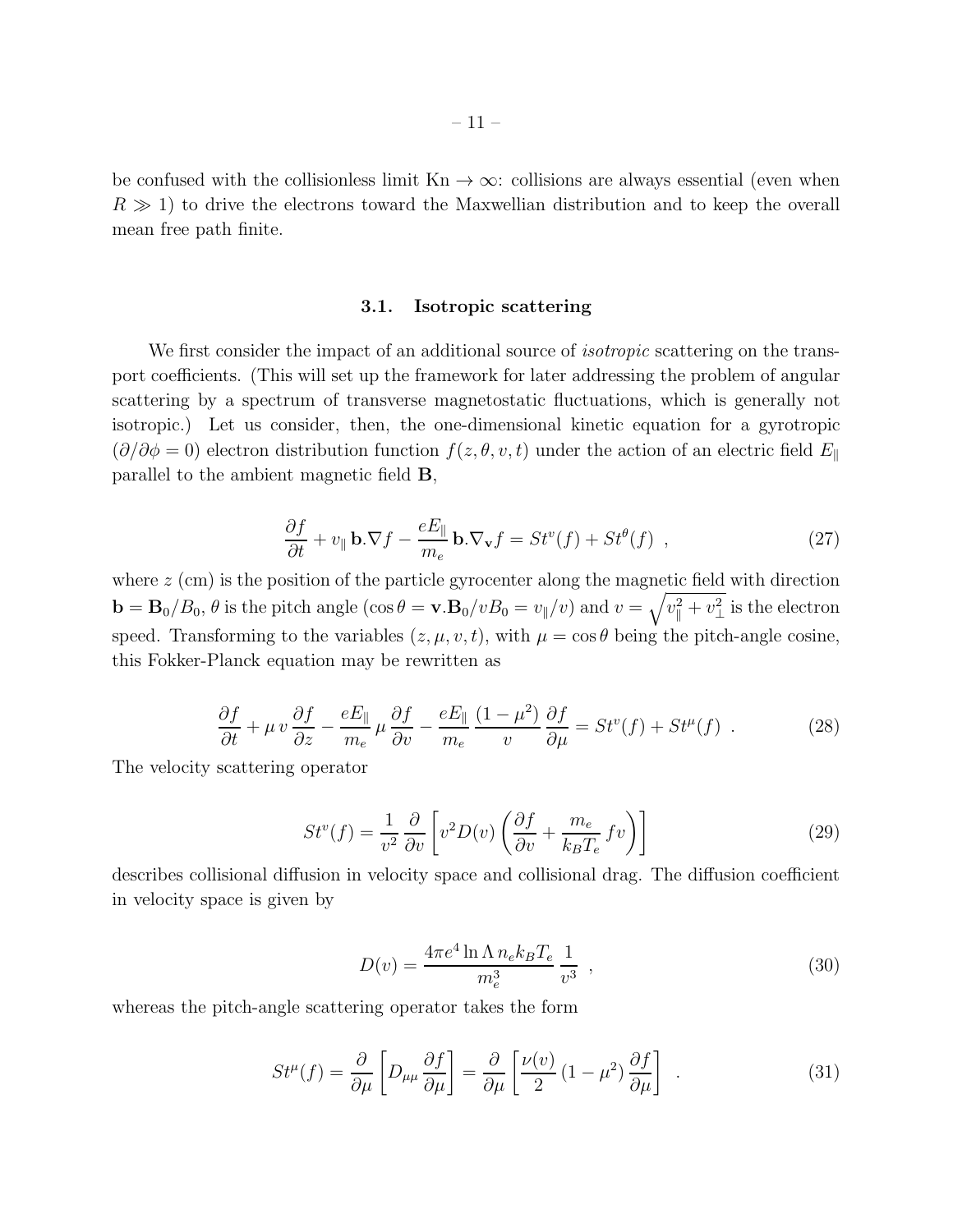be confused with the collisionless limit $\mathrm{Kn} \to \infty$: collisions are always essential (even when $R \gg 1$) to drive the electrons toward the Maxwellian distribution and to keep the overall mean free path finite.

### 3.1. Isotropic scattering

We first consider the impact of an additional source of *isotropic* scattering on the transport coefficients. (This will set up the framework for later addressing the problem of angular scattering by a spectrum of transverse magnetostatic fluctuations, which is generally not isotropic.) Let us consider, then, the one-dimensional kinetic equation for a gyrotropic ($\partial/\partial\phi = 0$) electron distribution function $f(z, \theta, v, t)$ under the action of an electric field $E_\parallel$ parallel to the ambient magnetic field $\mathbf{B}$,

$$\frac{\partial f}{\partial t} + v_\parallel \, \mathbf{b}.\nabla f - \frac{eE_\parallel}{m_e} \, \mathbf{b}.\nabla_\mathbf{v} f = St^v(f) + St^\theta(f) \ , \tag{27}$$

where $z$ (cm) is the position of the particle gyrocenter along the magnetic field with direction $\mathbf{b} = \mathbf{B}_0/B_0$, $\theta$ is the pitch angle ($\cos\theta = \mathbf{v}.\mathbf{B}_0/vB_0 = v_\parallel/v$) and $v = \sqrt{v_\parallel^2 + v_\perp^2}$ is the electron speed. Transforming to the variables $(z, \mu, v, t)$, with $\mu = \cos\theta$ being the pitch-angle cosine, this Fokker-Planck equation may be rewritten as

$$\frac{\partial f}{\partial t} + \mu \, v \, \frac{\partial f}{\partial z} - \frac{eE_\parallel}{m_e} \, \mu \, \frac{\partial f}{\partial v} - \frac{eE_\parallel}{m_e} \, \frac{(1-\mu^2)}{v} \, \frac{\partial f}{\partial \mu} = St^v(f) + St^\mu(f) \ . \tag{28}$$

The velocity scattering operator

$$St^v(f) = \frac{1}{v^2} \, \frac{\partial}{\partial v} \left[ v^2 D(v) \left( \frac{\partial f}{\partial v} + \frac{m_e}{k_B T_e} \, f v \right) \right] \tag{29}$$

describes collisional diffusion in velocity space and collisional drag. The diffusion coefficient in velocity space is given by

$$D(v) = \frac{4\pi e^4 \ln\Lambda \, n_e k_B T_e}{m_e^3} \, \frac{1}{v^3} \ , \tag{30}$$

whereas the pitch-angle scattering operator takes the form

$$St^\mu(f) = \frac{\partial}{\partial \mu} \left[ D_{\mu\mu} \, \frac{\partial f}{\partial \mu} \right] = \frac{\partial}{\partial \mu} \left[ \frac{\nu(v)}{2} \, (1-\mu^2) \, \frac{\partial f}{\partial \mu} \right] \ . \tag{31}$$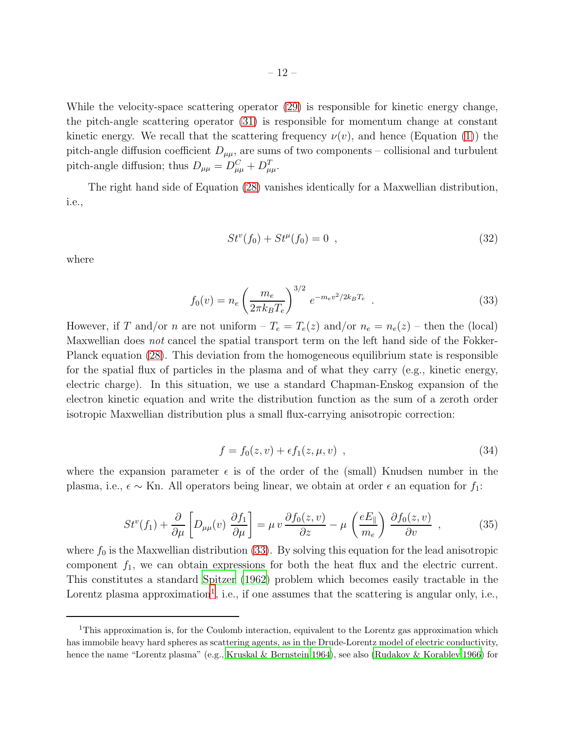While the velocity-space scattering operator (29) is responsible for kinetic energy change, the pitch-angle scattering operator (31) is responsible for momentum change at constant kinetic energy. We recall that the scattering frequency $\nu(v)$, and hence (Equation (1)) the pitch-angle diffusion coefficient $D_{\mu\mu}$, are sums of two components – collisional and turbulent pitch-angle diffusion; thus $D_{\mu\mu} = D^C_{\mu\mu} + D^T_{\mu\mu}$.

The right hand side of Equation (28) vanishes identically for a Maxwellian distribution, i.e.,

$$St^v(f_0) + St^\mu(f_0) = 0 \ , \tag{32}$$

where

$$f_0(v) = n_e \left( \frac{m_e}{2\pi k_B T_e} \right)^{3/2} e^{-m_e v^2/2k_B T_e} \ . \tag{33}$$

However, if $T$ and/or $n$ are not uniform – $T_e = T_e(z)$ and/or $n_e = n_e(z)$ – then the (local) Maxwellian does *not* cancel the spatial transport term on the left hand side of the Fokker-Planck equation (28). This deviation from the homogeneous equilibrium state is responsible for the spatial flux of particles in the plasma and of what they carry (e.g., kinetic energy, electric charge). In this situation, we use a standard Chapman-Enskog expansion of the electron kinetic equation and write the distribution function as the sum of a zeroth order isotropic Maxwellian distribution plus a small flux-carrying anisotropic correction:

$$f = f_0(z, v) + \epsilon f_1(z, \mu, v) \ , \tag{34}$$

where the expansion parameter $\epsilon$ is of the order of the (small) Knudsen number in the plasma, i.e., $\epsilon \sim \mathrm{Kn}$. All operators being linear, we obtain at order $\epsilon$ an equation for $f_1$:

$$St^v(f_1) + \frac{\partial}{\partial \mu} \left[ D_{\mu\mu}(v) \ \frac{\partial f_1}{\partial \mu} \right] = \mu \, v \, \frac{\partial f_0(z, v)}{\partial z} - \mu \left( \frac{eE_\parallel}{m_e} \right) \frac{\partial f_0(z, v)}{\partial v} \ , \tag{35}$$

where $f_0$ is the Maxwellian distribution (33). By solving this equation for the lead anisotropic component $f_1$, we can obtain expressions for both the heat flux and the electric current. This constitutes a standard Spitzer (1962) problem which becomes easily tractable in the Lorentz plasma approximation[1], i.e., if one assumes that the scattering is angular only, i.e.,

[1]This approximation is, for the Coulomb interaction, equivalent to the Lorentz gas approximation which has immobile heavy hard spheres as scattering agents, as in the Drude-Lorentz model of electric conductivity, hence the name "Lorentz plasma" (e.g., Kruskal & Bernstein 1964), see also (Rudakov & Korablev 1966) for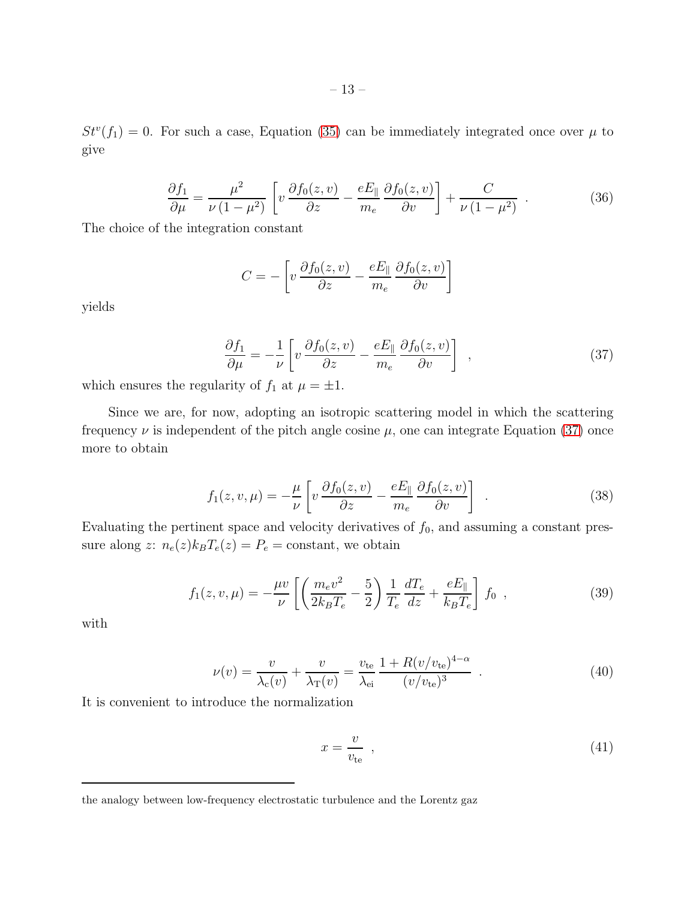$St^v(f_1) = 0$. For such a case, Equation (35) can be immediately integrated once over $\mu$ to give

$$\frac{\partial f_1}{\partial \mu} = \frac{\mu^2}{\nu\,(1-\mu^2)} \left[ v\,\frac{\partial f_0(z,v)}{\partial z} - \frac{eE_\parallel}{m_e}\,\frac{\partial f_0(z,v)}{\partial v} \right] + \frac{C}{\nu\,(1-\mu^2)} \;\; . \tag{36}$$

The choice of the integration constant

$$C = -\left[ v\,\frac{\partial f_0(z,v)}{\partial z} - \frac{eE_\parallel}{m_e}\,\frac{\partial f_0(z,v)}{\partial v} \right]$$

yields

$$\frac{\partial f_1}{\partial \mu} = -\frac{1}{\nu} \left[ v\,\frac{\partial f_0(z,v)}{\partial z} - \frac{eE_\parallel}{m_e}\,\frac{\partial f_0(z,v)}{\partial v} \right] \;\; , \tag{37}$$

which ensures the regularity of $f_1$ at $\mu = \pm 1$.

Since we are, for now, adopting an isotropic scattering model in which the scattering frequency $\nu$ is independent of the pitch angle cosine $\mu$, one can integrate Equation (37) once more to obtain

$$f_1(z,v,\mu) = -\frac{\mu}{\nu} \left[ v\,\frac{\partial f_0(z,v)}{\partial z} - \frac{eE_\parallel}{m_e}\,\frac{\partial f_0(z,v)}{\partial v} \right] \;\; . \tag{38}$$

Evaluating the pertinent space and velocity derivatives of $f_0$, and assuming a constant pressure along $z$: $n_e(z) k_B T_e(z) = P_e =$ constant, we obtain

$$f_1(z,v,\mu) = -\frac{\mu v}{\nu} \left[ \left( \frac{m_e v^2}{2k_B T_e} - \frac{5}{2} \right) \frac{1}{T_e}\,\frac{dT_e}{dz} + \frac{eE_\parallel}{k_B T_e} \right] f_0 \;\; , \tag{39}$$

with

$$\nu(v) = \frac{v}{\lambda_{\rm c}(v)} + \frac{v}{\lambda_{\rm T}(v)} = \frac{v_{\rm te}}{\lambda_{\rm ei}}\,\frac{1 + R(v/v_{\rm te})^{4-\alpha}}{(v/v_{\rm te})^3} \;\; . \tag{40}$$

It is convenient to introduce the normalization

$$x = \frac{v}{v_{\rm te}} \;\; , \tag{41}$$

---

the analogy between low-frequency electrostatic turbulence and the Lorentz gaz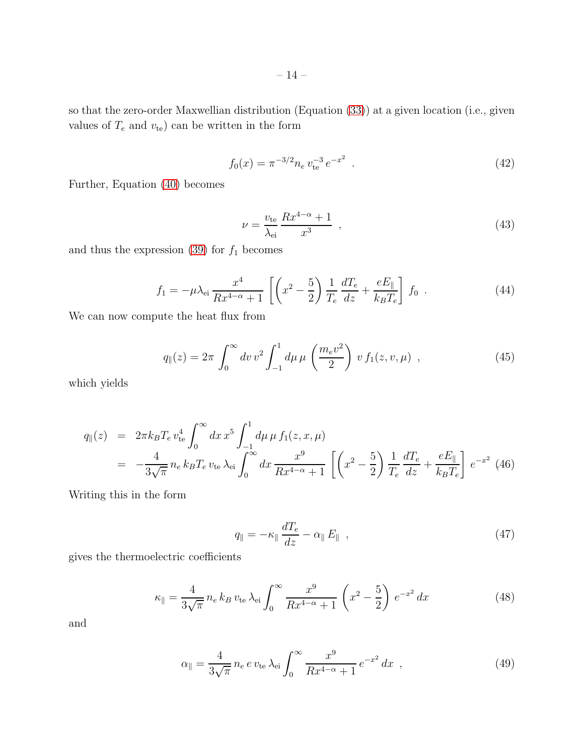so that the zero-order Maxwellian distribution (Equation (33)) at a given location (i.e., given values of $T_e$ and $v_{\rm te}$) can be written in the form

$$
f_0(x) = \pi^{-3/2} n_e \, v_{\rm te}^{-3} \, e^{-x^2} \ \ . \tag{42}
$$

Further, Equation (40) becomes

$$
\nu = \frac{v_{\rm te}}{\lambda_{\rm ei}} \, \frac{R x^{4-\alpha} + 1}{x^3} \ \ , \tag{43}
$$

and thus the expression (39) for $f_1$ becomes

$$
f_1 = -\mu \lambda_{\rm ei} \, \frac{x^4}{R x^{4-\alpha} + 1} \, \left[ \left( x^2 - \frac{5}{2} \right) \frac{1}{T_e} \, \frac{dT_e}{dz} + \frac{eE_\parallel}{k_B T_e} \right] \, f_0 \ \ . \tag{44}
$$

We can now compute the heat flux from

$$
q_\parallel(z) = 2\pi \int_0^\infty dv \, v^2 \int_{-1}^{1} d\mu \, \mu \, \left( \frac{m_e v^2}{2} \right) \, v \, f_1(z, v, \mu) \ \ , \tag{45}
$$

which yields

$$
\begin{aligned}
q_\parallel(z) &= 2\pi k_B T_e \, v_{\rm te}^4 \int_0^\infty dx \, x^5 \int_{-1}^{1} d\mu \, \mu \, f_1(z, x, \mu) \\
&= -\frac{4}{3\sqrt{\pi}} \, n_e \, k_B T_e \, v_{\rm te} \, \lambda_{\rm ei} \int_0^\infty dx \, \frac{x^9}{R x^{4-\alpha} + 1} \, \left[ \left( x^2 - \frac{5}{2} \right) \frac{1}{T_e} \, \frac{dT_e}{dz} + \frac{eE_\parallel}{k_B T_e} \right] \, e^{-x^2}
\end{aligned} \tag{46}
$$

Writing this in the form

$$
q_\parallel = -\kappa_\parallel \, \frac{dT_e}{dz} - \alpha_\parallel \, E_\parallel \ \ , \tag{47}
$$

gives the thermoelectric coefficients

$$
\kappa_\parallel = \frac{4}{3\sqrt{\pi}} \, n_e \, k_B \, v_{\rm te} \, \lambda_{\rm ei} \int_0^\infty \frac{x^9}{R x^{4-\alpha} + 1} \, \left( x^2 - \frac{5}{2} \right) \, e^{-x^2} \, dx \tag{48}
$$

and

$$
\alpha_\parallel = \frac{4}{3\sqrt{\pi}} \, n_e \, e \, v_{\rm te} \, \lambda_{\rm ei} \int_0^\infty \frac{x^9}{R x^{4-\alpha} + 1} \, e^{-x^2} \, dx \ \ , \tag{49}
$$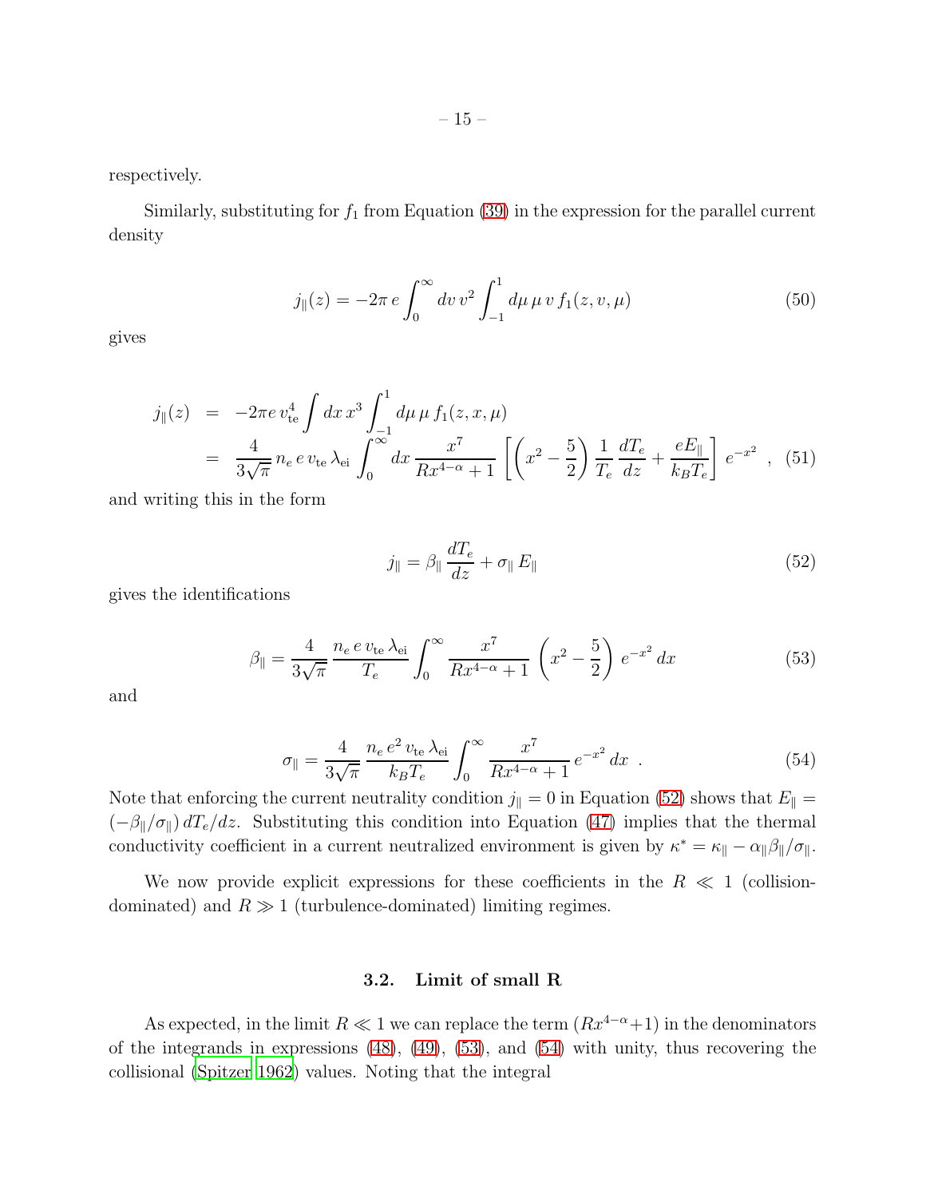respectively.

Similarly, substituting for $f_1$ from Equation (39) in the expression for the parallel current density

$$
j_\parallel(z) = -2\pi\, e \int_0^\infty dv\, v^2 \int_{-1}^{1} d\mu\, \mu\, v\, f_1(z, v, \mu) \tag{50}
$$

gives

$$
\begin{aligned}
j_\parallel(z) &= -2\pi e\, v_{\rm te}^4 \int dx\, x^3 \int_{-1}^{1} d\mu\, \mu\, f_1(z, x, \mu) \\
&= \frac{4}{3\sqrt{\pi}}\, n_e\, e\, v_{\rm te}\, \lambda_{\rm ei} \int_0^\infty dx\, \frac{x^7}{R x^{4-\alpha} + 1} \left[ \left( x^2 - \frac{5}{2} \right) \frac{1}{T_e}\, \frac{dT_e}{dz} + \frac{eE_\parallel}{k_B T_e} \right] e^{-x^2} \quad ,
\end{aligned} \tag{51}
$$

and writing this in the form

$$
j_\parallel = \beta_\parallel\, \frac{dT_e}{dz} + \sigma_\parallel\, E_\parallel \tag{52}
$$

gives the identifications

$$
\beta_\parallel = \frac{4}{3\sqrt{\pi}}\, \frac{n_e\, e\, v_{\rm te}\, \lambda_{\rm ei}}{T_e} \int_0^\infty \frac{x^7}{R x^{4-\alpha} + 1} \left( x^2 - \frac{5}{2} \right) e^{-x^2}\, dx \tag{53}
$$

and

$$
\sigma_\parallel = \frac{4}{3\sqrt{\pi}}\, \frac{n_e\, e^2\, v_{\rm te}\, \lambda_{\rm ei}}{k_B T_e} \int_0^\infty \frac{x^7}{R x^{4-\alpha} + 1}\, e^{-x^2}\, dx \quad . \tag{54}
$$

Note that enforcing the current neutrality condition $j_\parallel = 0$ in Equation (52) shows that $E_\parallel = (-\beta_\parallel/\sigma_\parallel)\, dT_e/dz$. Substituting this condition into Equation (47) implies that the thermal conductivity coefficient in a current neutralized environment is given by $\kappa^* = \kappa_\parallel - \alpha_\parallel \beta_\parallel / \sigma_\parallel$.

We now provide explicit expressions for these coefficients in the $R \ll 1$ (collision-dominated) and $R \gg 1$ (turbulence-dominated) limiting regimes.

### 3.2. Limit of small R

As expected, in the limit $R \ll 1$ we can replace the term $(R x^{4-\alpha} + 1)$ in the denominators of the integrands in expressions (48), (49), (53), and (54) with unity, thus recovering the collisional (Spitzer 1962) values. Noting that the integral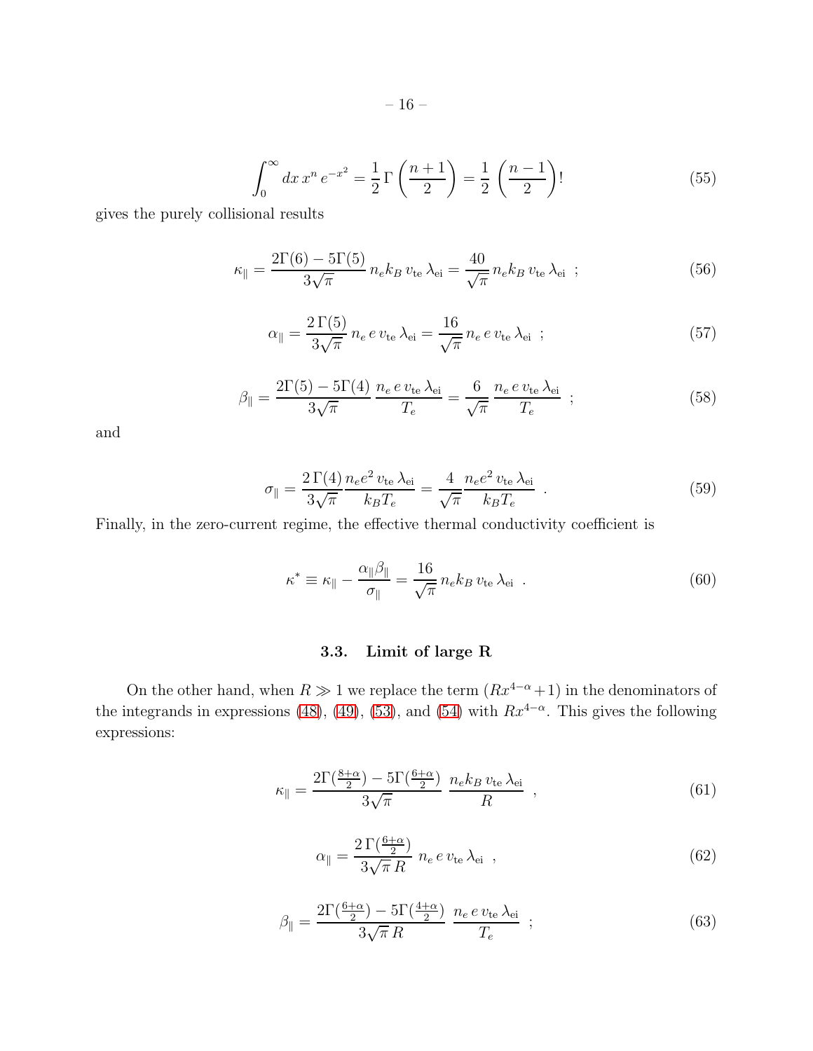$$\int_0^\infty dx\, x^n\, e^{-x^2} = \frac{1}{2}\,\Gamma\left(\frac{n+1}{2}\right) = \frac{1}{2}\,\left(\frac{n-1}{2}\right)! \tag{55}$$

gives the purely collisional results

$$\kappa_\parallel = \frac{2\Gamma(6) - 5\Gamma(5)}{3\sqrt{\pi}}\, n_e k_B\, v_{\rm te}\, \lambda_{\rm ei} = \frac{40}{\sqrt{\pi}}\, n_e k_B\, v_{\rm te}\, \lambda_{\rm ei} \ \ ; \tag{56}$$

$$\alpha_\parallel = \frac{2\,\Gamma(5)}{3\sqrt{\pi}}\, n_e\, e\, v_{\rm te}\, \lambda_{\rm ei} = \frac{16}{\sqrt{\pi}}\, n_e\, e\, v_{\rm te}\, \lambda_{\rm ei} \ \ ; \tag{57}$$

$$\beta_\parallel = \frac{2\Gamma(5) - 5\Gamma(4)}{3\sqrt{\pi}}\, \frac{n_e\, e\, v_{\rm te}\, \lambda_{\rm ei}}{T_e} = \frac{6}{\sqrt{\pi}}\, \frac{n_e\, e\, v_{\rm te}\, \lambda_{\rm ei}}{T_e} \ \ ; \tag{58}$$

and

$$\sigma_\parallel = \frac{2\,\Gamma(4)}{3\sqrt{\pi}} \frac{n_e e^2\, v_{\rm te}\, \lambda_{\rm ei}}{k_B T_e} = \frac{4}{\sqrt{\pi}} \frac{n_e e^2\, v_{\rm te}\, \lambda_{\rm ei}}{k_B T_e} \ \ . \tag{59}$$

Finally, in the zero-current regime, the effective thermal conductivity coefficient is

$$\kappa^* \equiv \kappa_\parallel - \frac{\alpha_\parallel \beta_\parallel}{\sigma_\parallel} = \frac{16}{\sqrt{\pi}}\, n_e k_B\, v_{\rm te}\, \lambda_{\rm ei} \ \ . \tag{60}$$

### 3.3. Limit of large R

On the other hand, when $R \gg 1$ we replace the term $(Rx^{4-\alpha}+1)$ in the denominators of the integrands in expressions (48), (49), (53), and (54) with $Rx^{4-\alpha}$. This gives the following expressions:

$$\kappa_\parallel = \frac{2\Gamma(\frac{8+\alpha}{2}) - 5\Gamma(\frac{6+\alpha}{2})}{3\sqrt{\pi}}\ \frac{n_e k_B\, v_{\rm te}\, \lambda_{\rm ei}}{R} \ \ , \tag{61}$$

$$\alpha_\parallel = \frac{2\,\Gamma(\frac{6+\alpha}{2})}{3\sqrt{\pi}\, R}\ n_e\, e\, v_{\rm te}\, \lambda_{\rm ei} \ \ , \tag{62}$$

$$\beta_\parallel = \frac{2\Gamma(\frac{6+\alpha}{2}) - 5\Gamma(\frac{4+\alpha}{2})}{3\sqrt{\pi}\, R}\ \frac{n_e\, e\, v_{\rm te}\, \lambda_{\rm ei}}{T_e} \ \ ; \tag{63}$$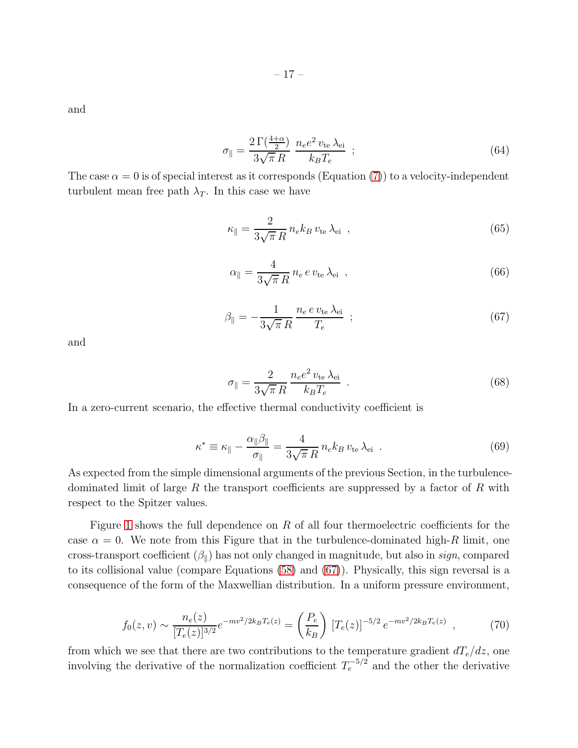and

$$\sigma_\parallel = \frac{2\,\Gamma(\frac{4+\alpha}{2})}{3\sqrt{\pi}\,R} \; \frac{n_e e^2 \, v_{\rm te} \, \lambda_{\rm ei}}{k_B T_e} \;\; ; \tag{64}$$

The case $\alpha = 0$ is of special interest as it corresponds (Equation (7)) to a velocity-independent turbulent mean free path $\lambda_T$. In this case we have

$$\kappa_\parallel = \frac{2}{3\sqrt{\pi}\,R} \, n_e k_B \, v_{\rm te} \, \lambda_{\rm ei} \;\; , \tag{65}$$

$$\alpha_\parallel = \frac{4}{3\sqrt{\pi}\,R} \, n_e \, e \, v_{\rm te} \, \lambda_{\rm ei} \;\; , \tag{66}$$

$$\beta_\parallel = -\frac{1}{3\sqrt{\pi}\,R} \, \frac{n_e \, e \, v_{\rm te} \, \lambda_{\rm ei}}{T_e} \;\; ; \tag{67}$$

and

$$\sigma_\parallel = \frac{2}{3\sqrt{\pi}\,R} \, \frac{n_e e^2 \, v_{\rm te} \, \lambda_{\rm ei}}{k_B T_e} \;\; . \tag{68}$$

In a zero-current scenario, the effective thermal conductivity coefficient is

$$\kappa^* \equiv \kappa_\parallel - \frac{\alpha_\parallel \beta_\parallel}{\sigma_\parallel} = \frac{4}{3\sqrt{\pi}\,R} \, n_e k_B \, v_{\rm te} \, \lambda_{\rm ei} \;\; . \tag{69}$$

As expected from the simple dimensional arguments of the previous Section, in the turbulence-dominated limit of large $R$ the transport coefficients are suppressed by a factor of $R$ with respect to the Spitzer values.

Figure 1 shows the full dependence on $R$ of all four thermoelectric coefficients for the case $\alpha = 0$. We note from this Figure that in the turbulence-dominated high-$R$ limit, one cross-transport coefficient ($\beta_\parallel$) has not only changed in magnitude, but also in *sign*, compared to its collisional value (compare Equations (58) and (67)). Physically, this sign reversal is a consequence of the form of the Maxwellian distribution. In a uniform pressure environment,

$$f_0(z, v) \sim \frac{n_e(z)}{[T_e(z)]^{3/2}} e^{-mv^2/2k_B T_e(z)} = \left( \frac{P_e}{k_B} \right) \, [T_e(z)]^{-5/2} \, e^{-mv^2/2k_B T_e(z)} \;\; , \tag{70}$$

from which we see that there are two contributions to the temperature gradient $dT_e/dz$, one involving the derivative of the normalization coefficient $T_e^{-5/2}$ and the other the derivative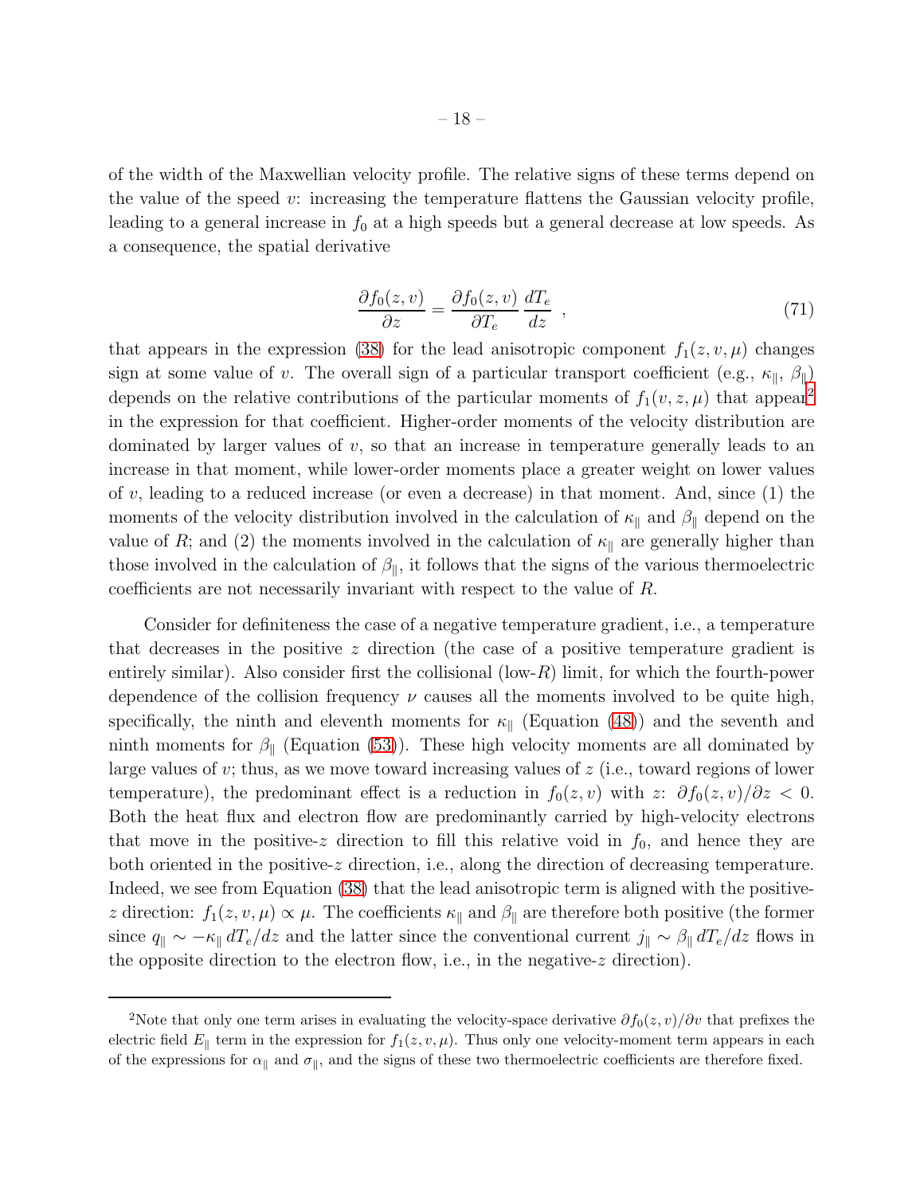of the width of the Maxwellian velocity profile. The relative signs of these terms depend on the value of the speed $v$: increasing the temperature flattens the Gaussian velocity profile, leading to a general increase in $f_0$ at a high speeds but a general decrease at low speeds. As a consequence, the spatial derivative

$$\frac{\partial f_0(z,v)}{\partial z} = \frac{\partial f_0(z,v)}{\partial T_e} \, \frac{dT_e}{dz} \ , \tag{71}$$

that appears in the expression (38) for the lead anisotropic component $f_1(z, v, \mu)$ changes sign at some value of $v$. The overall sign of a particular transport coefficient (e.g., $\kappa_\parallel$, $\beta_\parallel$) depends on the relative contributions of the particular moments of $f_1(v, z, \mu)$ that appear[2] in the expression for that coefficient. Higher-order moments of the velocity distribution are dominated by larger values of $v$, so that an increase in temperature generally leads to an increase in that moment, while lower-order moments place a greater weight on lower values of $v$, leading to a reduced increase (or even a decrease) in that moment. And, since (1) the moments of the velocity distribution involved in the calculation of $\kappa_\parallel$ and $\beta_\parallel$ depend on the value of $R$; and (2) the moments involved in the calculation of $\kappa_\parallel$ are generally higher than those involved in the calculation of $\beta_\parallel$, it follows that the signs of the various thermoelectric coefficients are not necessarily invariant with respect to the value of $R$.

Consider for definiteness the case of a negative temperature gradient, i.e., a temperature that decreases in the positive $z$ direction (the case of a positive temperature gradient is entirely similar). Also consider first the collisional (low-$R$) limit, for which the fourth-power dependence of the collision frequency $\nu$ causes all the moments involved to be quite high, specifically, the ninth and eleventh moments for $\kappa_\parallel$ (Equation (48)) and the seventh and ninth moments for $\beta_\parallel$ (Equation (53)). These high velocity moments are all dominated by large values of $v$; thus, as we move toward increasing values of $z$ (i.e., toward regions of lower temperature), the predominant effect is a reduction in $f_0(z, v)$ with $z$: $\partial f_0(z, v)/\partial z < 0$. Both the heat flux and electron flow are predominantly carried by high-velocity electrons that move in the positive-$z$ direction to fill this relative void in $f_0$, and hence they are both oriented in the positive-$z$ direction, i.e., along the direction of decreasing temperature. Indeed, we see from Equation (38) that the lead anisotropic term is aligned with the positive-$z$ direction: $f_1(z, v, \mu) \propto \mu$. The coefficients $\kappa_\parallel$ and $\beta_\parallel$ are therefore both positive (the former since $q_\parallel \sim -\kappa_\parallel \, dT_e/dz$ and the latter since the conventional current $j_\parallel \sim \beta_\parallel \, dT_e/dz$ flows in the opposite direction to the electron flow, i.e., in the negative-$z$ direction).

---

[2]Note that only one term arises in evaluating the velocity-space derivative $\partial f_0(z, v)/\partial v$ that prefixes the electric field $E_\parallel$ term in the expression for $f_1(z, v, \mu)$. Thus only one velocity-moment term appears in each of the expressions for $\alpha_\parallel$ and $\sigma_\parallel$, and the signs of these two thermoelectric coefficients are therefore fixed.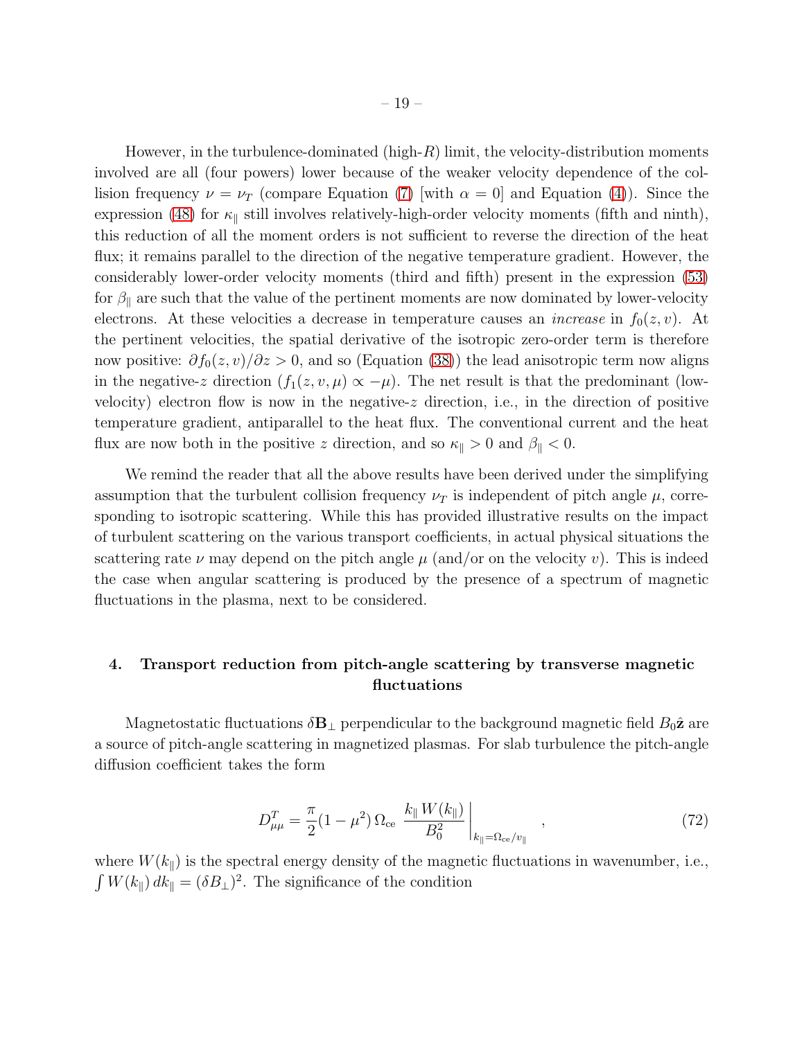However, in the turbulence-dominated (high-$R$) limit, the velocity-distribution moments involved are all (four powers) lower because of the weaker velocity dependence of the collision frequency $\nu = \nu_T$ (compare Equation (7) [with $\alpha = 0$] and Equation (4)). Since the expression (48) for $\kappa_\parallel$ still involves relatively-high-order velocity moments (fifth and ninth), this reduction of all the moment orders is not sufficient to reverse the direction of the heat flux; it remains parallel to the direction of the negative temperature gradient. However, the considerably lower-order velocity moments (third and fifth) present in the expression (53) for $\beta_\parallel$ are such that the value of the pertinent moments are now dominated by lower-velocity electrons. At these velocities a decrease in temperature causes an *increase* in $f_0(z, v)$. At the pertinent velocities, the spatial derivative of the isotropic zero-order term is therefore now positive: $\partial f_0(z, v)/\partial z > 0$, and so (Equation (38)) the lead anisotropic term now aligns in the negative-$z$ direction ($f_1(z, v, \mu) \propto -\mu$). The net result is that the predominant (low-velocity) electron flow is now in the negative-$z$ direction, i.e., in the direction of positive temperature gradient, antiparallel to the heat flux. The conventional current and the heat flux are now both in the positive $z$ direction, and so $\kappa_\parallel > 0$ and $\beta_\parallel < 0$.

We remind the reader that all the above results have been derived under the simplifying assumption that the turbulent collision frequency $\nu_T$ is independent of pitch angle $\mu$, corresponding to isotropic scattering. While this has provided illustrative results on the impact of turbulent scattering on the various transport coefficients, in actual physical situations the scattering rate $\nu$ may depend on the pitch angle $\mu$ (and/or on the velocity $v$). This is indeed the case when angular scattering is produced by the presence of a spectrum of magnetic fluctuations in the plasma, next to be considered.

## 4. Transport reduction from pitch-angle scattering by transverse magnetic fluctuations

Magnetostatic fluctuations $\delta \mathbf{B}_\perp$ perpendicular to the background magnetic field $B_0 \hat{\mathbf{z}}$ are a source of pitch-angle scattering in magnetized plasmas. For slab turbulence the pitch-angle diffusion coefficient takes the form

$$
D^T_{\mu\mu} = \frac{\pi}{2}(1 - \mu^2)\, \Omega_{\rm ce} \; \frac{k_\parallel \, W(k_\parallel)}{B_0^2} \bigg|_{k_\parallel = \Omega_{\rm ce}/v_\parallel} \quad , \tag{72}
$$

where $W(k_\parallel)$ is the spectral energy density of the magnetic fluctuations in wavenumber, i.e., $\int W(k_\parallel)\, dk_\parallel = (\delta B_\perp)^2$. The significance of the condition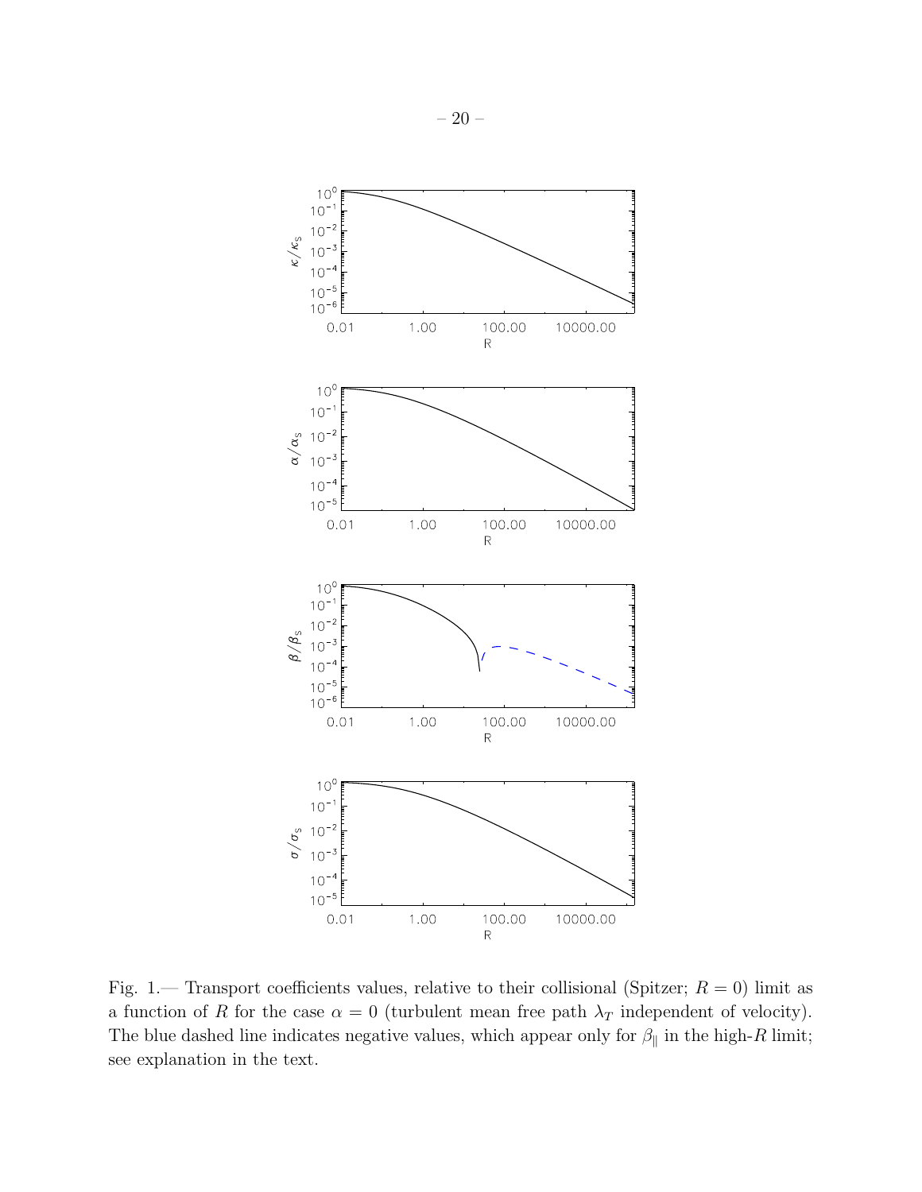Fig. 1.— Transport coefficients values, relative to their collisional (Spitzer; $R = 0$) limit as a function of $R$ for the case $\alpha = 0$ (turbulent mean free path $\lambda_T$ independent of velocity). The blue dashed line indicates negative values, which appear only for $\beta_\parallel$ in the high-$R$ limit; see explanation in the text.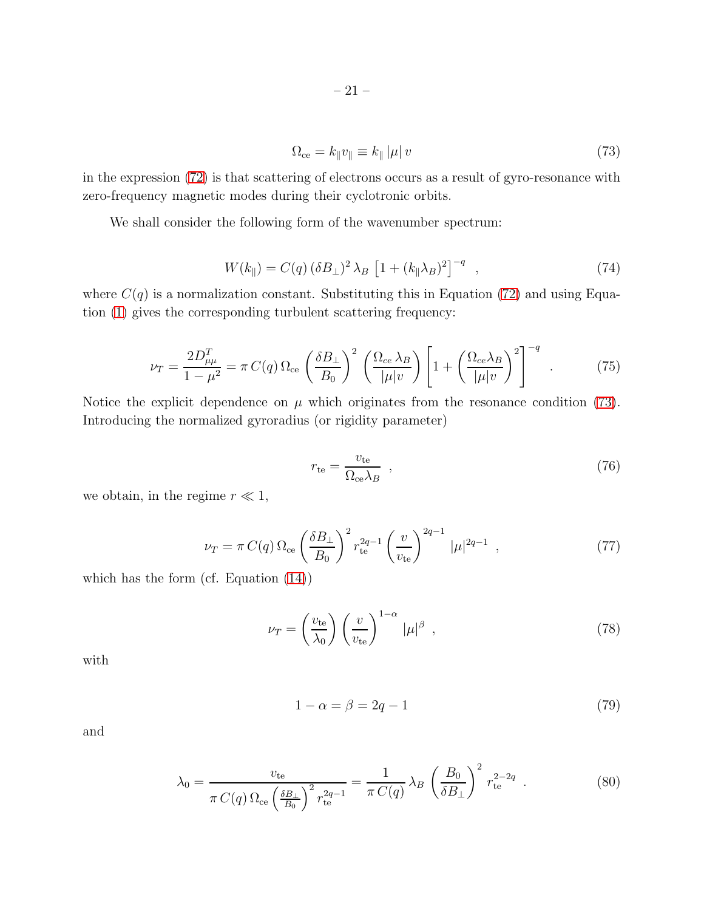$$\Omega_{\rm ce} = k_\parallel v_\parallel \equiv k_\parallel \, |\mu| \, v \tag{73}$$

in the expression (72) is that scattering of electrons occurs as a result of gyro-resonance with zero-frequency magnetic modes during their cyclotronic orbits.

We shall consider the following form of the wavenumber spectrum:

$$W(k_\parallel) = C(q) \, (\delta B_\perp)^2 \, \lambda_B \, \left[1 + (k_\parallel \lambda_B)^2\right]^{-q} \quad , \tag{74}$$

where $C(q)$ is a normalization constant. Substituting this in Equation (72) and using Equation (1) gives the corresponding turbulent scattering frequency:

$$\nu_T = \frac{2 D^T_{\mu\mu}}{1-\mu^2} = \pi \, C(q) \, \Omega_{\rm ce} \left(\frac{\delta B_\perp}{B_0}\right)^2 \left(\frac{\Omega_{ce} \, \lambda_B}{|\mu| v}\right) \left[1 + \left(\frac{\Omega_{ce} \lambda_B}{|\mu| v}\right)^2\right]^{-q} \quad . \tag{75}$$

Notice the explicit dependence on $\mu$ which originates from the resonance condition (73). Introducing the normalized gyroradius (or rigidity parameter)

$$r_{\rm te} = \frac{v_{\rm te}}{\Omega_{\rm ce} \lambda_B} \quad , \tag{76}$$

we obtain, in the regime $r \ll 1$,

$$\nu_T = \pi \, C(q) \, \Omega_{\rm ce} \left(\frac{\delta B_\perp}{B_0}\right)^2 r_{\rm te}^{2q-1} \left(\frac{v}{v_{\rm te}}\right)^{2q-1} |\mu|^{2q-1} \quad , \tag{77}$$

which has the form (cf. Equation (14))

$$\nu_T = \left(\frac{v_{\rm te}}{\lambda_0}\right) \left(\frac{v}{v_{\rm te}}\right)^{1-\alpha} |\mu|^\beta \quad , \tag{78}$$

with

$$1 - \alpha = \beta = 2q - 1 \tag{79}$$

and

$$\lambda_0 = \frac{v_{\rm te}}{\pi \, C(q) \, \Omega_{\rm ce} \left(\frac{\delta B_\perp}{B_0}\right)^2 r_{\rm te}^{2q-1}} = \frac{1}{\pi \, C(q)} \, \lambda_B \left(\frac{B_0}{\delta B_\perp}\right)^2 r_{\rm te}^{2-2q} \quad . \tag{80}$$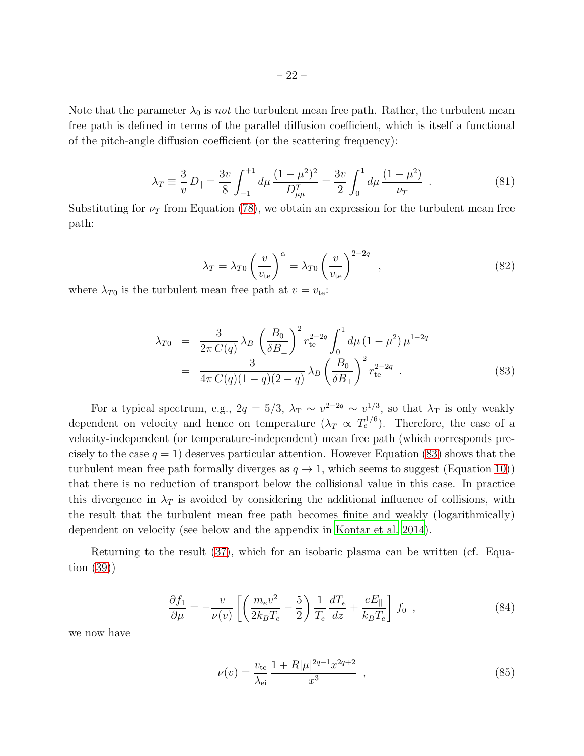Note that the parameter $\lambda_0$ is *not* the turbulent mean free path. Rather, the turbulent mean free path is defined in terms of the parallel diffusion coefficient, which is itself a functional of the pitch-angle diffusion coefficient (or the scattering frequency):

$$\lambda_T \equiv \frac{3}{v} D_\parallel = \frac{3v}{8} \int_{-1}^{+1} d\mu \, \frac{(1-\mu^2)^2}{D_{\mu\mu}^T} = \frac{3v}{2} \int_0^1 d\mu \, \frac{(1-\mu^2)}{\nu_T} \ . \tag{81}$$

Substituting for $\nu_T$ from Equation (78), we obtain an expression for the turbulent mean free path:

$$\lambda_T = \lambda_{T0} \left( \frac{v}{v_{\rm te}} \right)^\alpha = \lambda_{T0} \left( \frac{v}{v_{\rm te}} \right)^{2-2q} \quad , \tag{82}$$

where $\lambda_{T0}$ is the turbulent mean free path at $v = v_{\rm te}$:

$$\begin{aligned} \lambda_{T0} &= \frac{3}{2\pi \, C(q)} \, \lambda_B \left( \frac{B_0}{\delta B_\perp} \right)^2 r_{\rm te}^{2-2q} \int_0^1 d\mu \, (1-\mu^2) \, \mu^{1-2q} \\ &= \frac{3}{4\pi \, C(q)(1-q)(2-q)} \, \lambda_B \left( \frac{B_0}{\delta B_\perp} \right)^2 r_{\rm te}^{2-2q} \ . \end{aligned} \tag{83}$$

For a typical spectrum, e.g., $2q = 5/3$, $\lambda_{\rm T} \sim v^{2-2q} \sim v^{1/3}$, so that $\lambda_{\rm T}$ is only weakly dependent on velocity and hence on temperature ($\lambda_T \propto T_e^{1/6}$). Therefore, the case of a velocity-independent (or temperature-independent) mean free path (which corresponds precisely to the case $q = 1$) deserves particular attention. However Equation (83) shows that the turbulent mean free path formally diverges as $q \to 1$, which seems to suggest (Equation 10)) that there is no reduction of transport below the collisional value in this case. In practice this divergence in $\lambda_T$ is avoided by considering the additional influence of collisions, with the result that the turbulent mean free path becomes finite and weakly (logarithmically) dependent on velocity (see below and the appendix in Kontar et al. 2014).

Returning to the result (37), which for an isobaric plasma can be written (cf. Equation (39))

$$\frac{\partial f_1}{\partial \mu} = -\frac{v}{\nu(v)} \left[ \left( \frac{m_e v^2}{2k_B T_e} - \frac{5}{2} \right) \frac{1}{T_e} \frac{dT_e}{dz} + \frac{eE_\parallel}{k_B T_e} \right] f_0 \ , \tag{84}$$

we now have

$$\nu(v) = \frac{v_{\rm te}}{\lambda_{\rm ei}} \, \frac{1 + R|\mu|^{2q-1} x^{2q+2}}{x^3} \quad , \tag{85}$$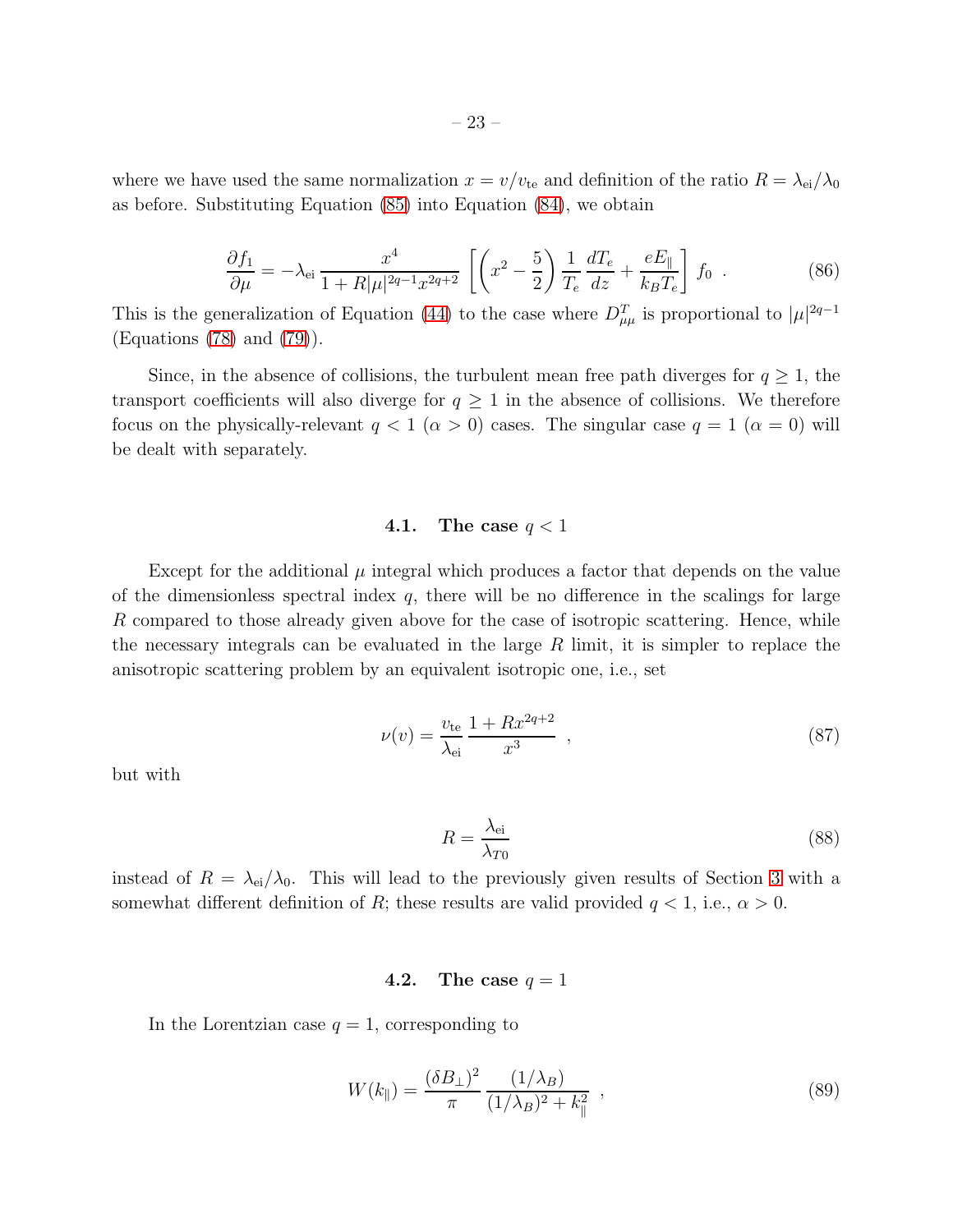where we have used the same normalization $x = v/v_{\rm te}$ and definition of the ratio $R = \lambda_{\rm ei}/\lambda_0$ as before. Substituting Equation (85) into Equation (84), we obtain

$$
\frac{\partial f_1}{\partial \mu} = -\lambda_{\rm ei} \, \frac{x^4}{1 + R|\mu|^{2q-1} x^{2q+2}} \, \left[ \left( x^2 - \frac{5}{2} \right) \frac{1}{T_e} \, \frac{dT_e}{dz} + \frac{eE_\parallel}{k_B T_e} \right] \, f_0 \ . \tag{86}
$$

This is the generalization of Equation (44) to the case where $D^T_{\mu\mu}$ is proportional to $|\mu|^{2q-1}$ (Equations (78) and (79)).

Since, in the absence of collisions, the turbulent mean free path diverges for $q \geq 1$, the transport coefficients will also diverge for $q \geq 1$ in the absence of collisions. We therefore focus on the physically-relevant $q < 1$ ($\alpha > 0$) cases. The singular case $q = 1$ ($\alpha = 0$) will be dealt with separately.

### 4.1. The case $q < 1$

Except for the additional $\mu$ integral which produces a factor that depends on the value of the dimensionless spectral index $q$, there will be no difference in the scalings for large $R$ compared to those already given above for the case of isotropic scattering. Hence, while the necessary integrals can be evaluated in the large $R$ limit, it is simpler to replace the anisotropic scattering problem by an equivalent isotropic one, i.e., set

$$
\nu(v) = \frac{v_{\rm te}}{\lambda_{\rm ei}} \, \frac{1 + Rx^{2q+2}}{x^3} \ \ , \tag{87}
$$

but with

$$
R = \frac{\lambda_{\rm ei}}{\lambda_{T0}} \tag{88}
$$

instead of $R = \lambda_{\rm ei}/\lambda_0$. This will lead to the previously given results of Section 3 with a somewhat different definition of $R$; these results are valid provided $q < 1$, i.e., $\alpha > 0$.

### 4.2. The case $q = 1$

In the Lorentzian case $q = 1$, corresponding to

$$
W(k_\parallel) = \frac{(\delta B_\perp)^2}{\pi} \, \frac{(1/\lambda_B)}{(1/\lambda_B)^2 + k_\parallel^2} \ \ , \tag{89}
$$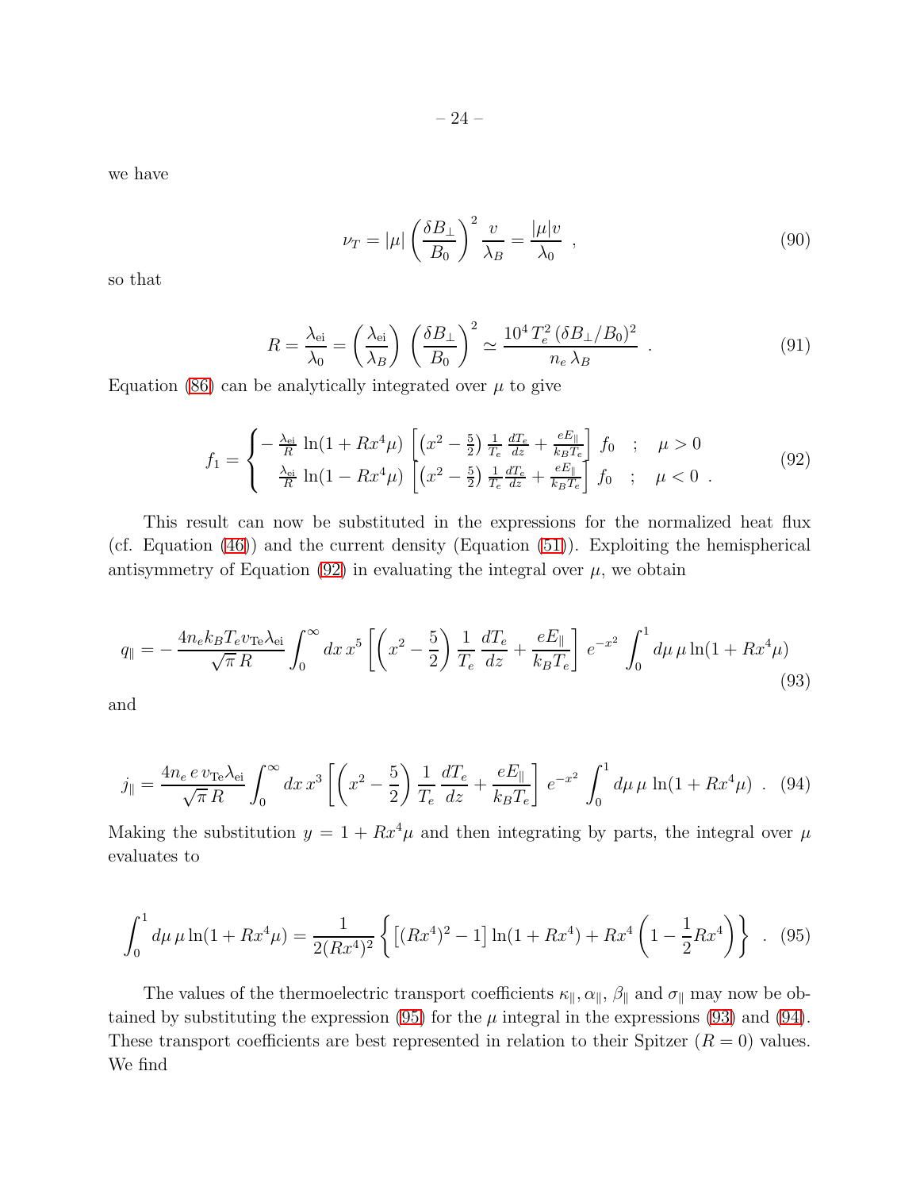we have

$$\nu_T = |\mu| \left( \frac{\delta B_\perp}{B_0} \right)^2 \frac{v}{\lambda_B} = \frac{|\mu| v}{\lambda_0} \ , \tag{90}$$

so that

$$R = \frac{\lambda_{\rm ei}}{\lambda_0} = \left( \frac{\lambda_{\rm ei}}{\lambda_B} \right) \left( \frac{\delta B_\perp}{B_0} \right)^2 \simeq \frac{10^4 \, T_e^2 \, (\delta B_\perp / B_0)^2}{n_e \, \lambda_B} \ . \tag{91}$$

Equation (86) can be analytically integrated over $\mu$ to give

$$f_1 = \begin{cases} -\frac{\lambda_{\rm ei}}{R} \, \ln(1 + R x^4 \mu) \left[ \left( x^2 - \frac{5}{2} \right) \frac{1}{T_e} \frac{dT_e}{dz} + \frac{eE_\parallel}{k_B T_e} \right] f_0 & ; \quad \mu > 0 \\ \frac{\lambda_{\rm ei}}{R} \, \ln(1 - R x^4 \mu) \left[ \left( x^2 - \frac{5}{2} \right) \frac{1}{T_e} \frac{dT_e}{dz} + \frac{eE_\parallel}{k_B T_e} \right] f_0 & ; \quad \mu < 0 \ . \end{cases} \tag{92}$$

This result can now be substituted in the expressions for the normalized heat flux (cf. Equation (46)) and the current density (Equation (51)). Exploiting the hemispherical antisymmetry of Equation (92) in evaluating the integral over $\mu$, we obtain

$$q_\parallel = -\frac{4 n_e k_B T_e v_{\rm Te} \lambda_{\rm ei}}{\sqrt{\pi} \, R} \int_0^\infty dx \, x^5 \left[ \left( x^2 - \frac{5}{2} \right) \frac{1}{T_e} \frac{dT_e}{dz} + \frac{eE_\parallel}{k_B T_e} \right] e^{-x^2} \int_0^1 d\mu \, \mu \ln(1 + R x^4 \mu) \tag{93}$$

and

$$j_\parallel = \frac{4 n_e \, e \, v_{\rm Te} \lambda_{\rm ei}}{\sqrt{\pi} \, R} \int_0^\infty dx \, x^3 \left[ \left( x^2 - \frac{5}{2} \right) \frac{1}{T_e} \frac{dT_e}{dz} + \frac{eE_\parallel}{k_B T_e} \right] e^{-x^2} \int_0^1 d\mu \, \mu \, \ln(1 + R x^4 \mu) \ . \tag{94}$$

Making the substitution $y = 1 + R x^4 \mu$ and then integrating by parts, the integral over $\mu$ evaluates to

$$\int_0^1 d\mu \, \mu \ln(1 + R x^4 \mu) = \frac{1}{2 (R x^4)^2} \left\{ \left[ (R x^4)^2 - 1 \right] \ln(1 + R x^4) + R x^4 \left( 1 - \frac{1}{2} R x^4 \right) \right\} \ . \tag{95}$$

The values of the thermoelectric transport coefficients $\kappa_\parallel$, $\alpha_\parallel$, $\beta_\parallel$ and $\sigma_\parallel$ may now be obtained by substituting the expression (95) for the $\mu$ integral in the expressions (93) and (94). These transport coefficients are best represented in relation to their Spitzer ($R = 0$) values. We find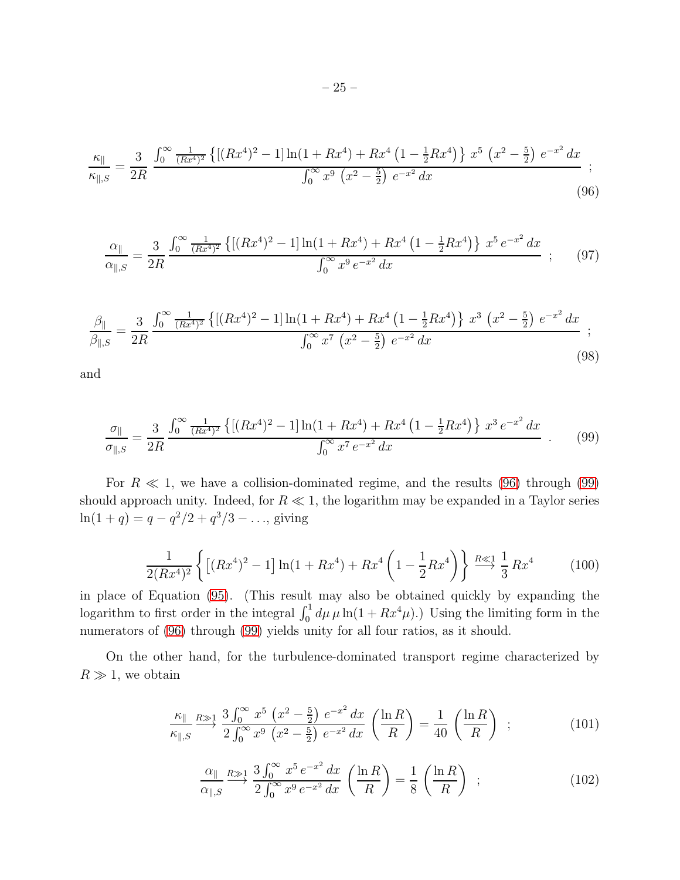$$\frac{\kappa_\parallel}{\kappa_{\parallel,S}} = \frac{3}{2R} \, \frac{\int_0^\infty \frac{1}{(Rx^4)^2} \left\{ \left[ (Rx^4)^2 - 1 \right] \ln(1 + Rx^4) + Rx^4 \left( 1 - \frac{1}{2} Rx^4 \right) \right\} \, x^5 \, \left( x^2 - \frac{5}{2} \right) \, e^{-x^2} \, dx}{\int_0^\infty x^9 \, \left( x^2 - \frac{5}{2} \right) \, e^{-x^2} \, dx} \;\; ; \tag{96}$$

$$\frac{\alpha_\parallel}{\alpha_{\parallel,S}} = \frac{3}{2R} \, \frac{\int_0^\infty \frac{1}{(Rx^4)^2} \left\{ \left[ (Rx^4)^2 - 1 \right] \ln(1 + Rx^4) + Rx^4 \left( 1 - \frac{1}{2} Rx^4 \right) \right\} \, x^5 \, e^{-x^2} \, dx}{\int_0^\infty x^9 \, e^{-x^2} \, dx} \;\; ; \tag{97}$$

$$\frac{\beta_\parallel}{\beta_{\parallel,S}} = \frac{3}{2R} \, \frac{\int_0^\infty \frac{1}{(Rx^4)^2} \left\{ \left[ (Rx^4)^2 - 1 \right] \ln(1 + Rx^4) + Rx^4 \left( 1 - \frac{1}{2} Rx^4 \right) \right\} \, x^3 \, \left( x^2 - \frac{5}{2} \right) \, e^{-x^2} \, dx}{\int_0^\infty x^7 \, \left( x^2 - \frac{5}{2} \right) \, e^{-x^2} \, dx} \;\; ; \tag{98}$$

and

$$\frac{\sigma_\parallel}{\sigma_{\parallel,S}} = \frac{3}{2R} \, \frac{\int_0^\infty \frac{1}{(Rx^4)^2} \left\{ \left[ (Rx^4)^2 - 1 \right] \ln(1 + Rx^4) + Rx^4 \left( 1 - \frac{1}{2} Rx^4 \right) \right\} \, x^3 \, e^{-x^2} \, dx}{\int_0^\infty x^7 \, e^{-x^2} \, dx} \;\; . \tag{99}$$

For $R \ll 1$, we have a collision-dominated regime, and the results (96) through (99) should approach unity. Indeed, for $R \ll 1$, the logarithm may be expanded in a Taylor series $\ln(1 + q) = q - q^2/2 + q^3/3 - \ldots$, giving

$$\frac{1}{2(Rx^4)^2} \left\{ \left[ (Rx^4)^2 - 1 \right] \ln(1 + Rx^4) + Rx^4 \left( 1 - \frac{1}{2} Rx^4 \right) \right\} \xrightarrow{R \ll 1} \frac{1}{3} \, Rx^4 \tag{100}$$

in place of Equation (95). (This result may also be obtained quickly by expanding the logarithm to first order in the integral $\int_0^1 d\mu \, \mu \ln(1 + Rx^4 \mu)$.) Using the limiting form in the numerators of (96) through (99) yields unity for all four ratios, as it should.

On the other hand, for the turbulence-dominated transport regime characterized by $R \gg 1$, we obtain

$$\frac{\kappa_\parallel}{\kappa_{\parallel,S}} \xrightarrow{R \gg 1} \frac{3 \int_0^\infty \, x^5 \, \left( x^2 - \frac{5}{2} \right) \, e^{-x^2} \, dx}{2 \int_0^\infty x^9 \, \left( x^2 - \frac{5}{2} \right) \, e^{-x^2} \, dx} \, \left( \frac{\ln R}{R} \right) = \frac{1}{40} \, \left( \frac{\ln R}{R} \right) \;\; ; \tag{101}$$

$$\frac{\alpha_\parallel}{\alpha_{\parallel,S}} \xrightarrow{R \gg 1} \frac{3 \int_0^\infty \, x^5 \, e^{-x^2} \, dx}{2 \int_0^\infty x^9 \, e^{-x^2} \, dx} \, \left( \frac{\ln R}{R} \right) = \frac{1}{8} \, \left( \frac{\ln R}{R} \right) \;\; ; \tag{102}$$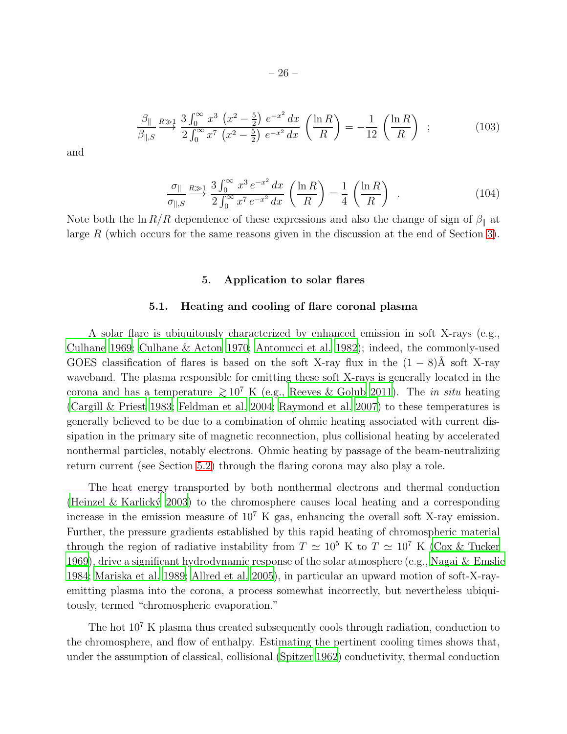$$\frac{\beta_\parallel}{\beta_{\parallel,S}} \xrightarrow{R \gg 1} \frac{3 \int_0^\infty x^3 \, \left(x^2 - \frac{5}{2}\right) \, e^{-x^2} \, dx}{2 \int_0^\infty x^7 \, \left(x^2 - \frac{5}{2}\right) \, e^{-x^2} \, dx} \left(\frac{\ln R}{R}\right) = -\frac{1}{12} \left(\frac{\ln R}{R}\right) \quad ; \tag{103}$$

and

$$\frac{\sigma_\parallel}{\sigma_{\parallel,S}} \xrightarrow{R \gg 1} \frac{3 \int_0^\infty x^3 \, e^{-x^2} \, dx}{2 \int_0^\infty x^7 \, e^{-x^2} \, dx} \left(\frac{\ln R}{R}\right) = \frac{1}{4} \left(\frac{\ln R}{R}\right) \quad . \tag{104}$$

Note both the $\ln R/R$ dependence of these expressions and also the change of sign of $\beta_\parallel$ at large $R$ (which occurs for the same reasons given in the discussion at the end of Section 3).

## 5. Application to solar flares

### 5.1. Heating and cooling of flare coronal plasma

A solar flare is ubiquitously characterized by enhanced emission in soft X-rays (e.g., Culhane 1969; Culhane & Acton 1970; Antonucci et al. 1982); indeed, the commonly-used GOES classification of flares is based on the soft X-ray flux in the $(1-8)$Å soft X-ray waveband. The plasma responsible for emitting these soft X-rays is generally located in the corona and has a temperature $\gtrsim 10^7$ K (e.g., Reeves & Golub 2011). The *in situ* heating (Cargill & Priest 1983; Feldman et al. 2004; Raymond et al. 2007) to these temperatures is generally believed to be due to a combination of ohmic heating associated with current dissipation in the primary site of magnetic reconnection, plus collisional heating by accelerated nonthermal particles, notably electrons. Ohmic heating by passage of the beam-neutralizing return current (see Section 5.2) through the flaring corona may also play a role.

The heat energy transported by both nonthermal electrons and thermal conduction (Heinzel & Karlický 2003) to the chromosphere causes local heating and a corresponding increase in the emission measure of $10^7$ K gas, enhancing the overall soft X-ray emission. Further, the pressure gradients established by this rapid heating of chromospheric material through the region of radiative instability from $T \simeq 10^5$ K to $T \simeq 10^7$ K (Cox & Tucker 1969), drive a significant hydrodynamic response of the solar atmosphere (e.g., Nagai & Emslie 1984; Mariska et al. 1989; Allred et al. 2005), in particular an upward motion of soft-X-ray-emitting plasma into the corona, a process somewhat incorrectly, but nevertheless ubiquitously, termed "chromospheric evaporation."

The hot $10^7$ K plasma thus created subsequently cools through radiation, conduction to the chromosphere, and flow of enthalpy. Estimating the pertinent cooling times shows that, under the assumption of classical, collisional (Spitzer 1962) conductivity, thermal conduction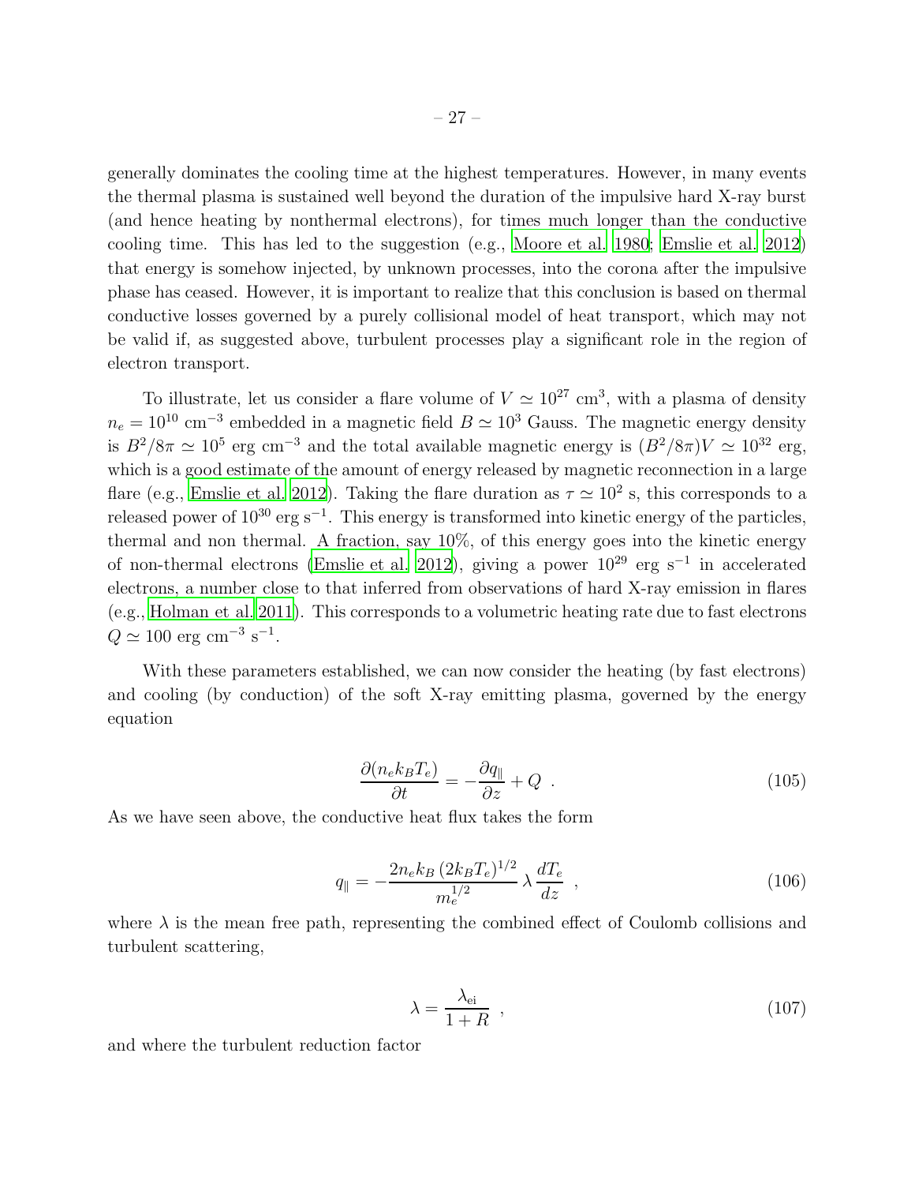generally dominates the cooling time at the highest temperatures. However, in many events the thermal plasma is sustained well beyond the duration of the impulsive hard X-ray burst (and hence heating by nonthermal electrons), for times much longer than the conductive cooling time. This has led to the suggestion (e.g., Moore et al. 1980; Emslie et al. 2012) that energy is somehow injected, by unknown processes, into the corona after the impulsive phase has ceased. However, it is important to realize that this conclusion is based on thermal conductive losses governed by a purely collisional model of heat transport, which may not be valid if, as suggested above, turbulent processes play a significant role in the region of electron transport.

To illustrate, let us consider a flare volume of $V \simeq 10^{27}$ cm$^3$, with a plasma of density $n_e = 10^{10}$ cm$^{-3}$ embedded in a magnetic field $B \simeq 10^3$ Gauss. The magnetic energy density is $B^2/8\pi \simeq 10^5$ erg cm$^{-3}$ and the total available magnetic energy is $(B^2/8\pi)V \simeq 10^{32}$ erg, which is a good estimate of the amount of energy released by magnetic reconnection in a large flare (e.g., Emslie et al. 2012). Taking the flare duration as $\tau \simeq 10^2$ s, this corresponds to a released power of $10^{30}$ erg s$^{-1}$. This energy is transformed into kinetic energy of the particles, thermal and non thermal. A fraction, say 10%, of this energy goes into the kinetic energy of non-thermal electrons (Emslie et al. 2012), giving a power $10^{29}$ erg s$^{-1}$ in accelerated electrons, a number close to that inferred from observations of hard X-ray emission in flares (e.g., Holman et al. 2011). This corresponds to a volumetric heating rate due to fast electrons $Q \simeq 100$ erg cm$^{-3}$ s$^{-1}$.

With these parameters established, we can now consider the heating (by fast electrons) and cooling (by conduction) of the soft X-ray emitting plasma, governed by the energy equation

$$\frac{\partial(n_e k_B T_e)}{\partial t} = -\frac{\partial q_\parallel}{\partial z} + Q \ . \tag{105}$$

As we have seen above, the conductive heat flux takes the form

$$q_\parallel = -\frac{2 n_e k_B \, (2 k_B T_e)^{1/2}}{m_e^{1/2}} \, \lambda \, \frac{dT_e}{dz} \ , \tag{106}$$

where $\lambda$ is the mean free path, representing the combined effect of Coulomb collisions and turbulent scattering,

$$\lambda = \frac{\lambda_{\rm ei}}{1 + R} \ , \tag{107}$$

and where the turbulent reduction factor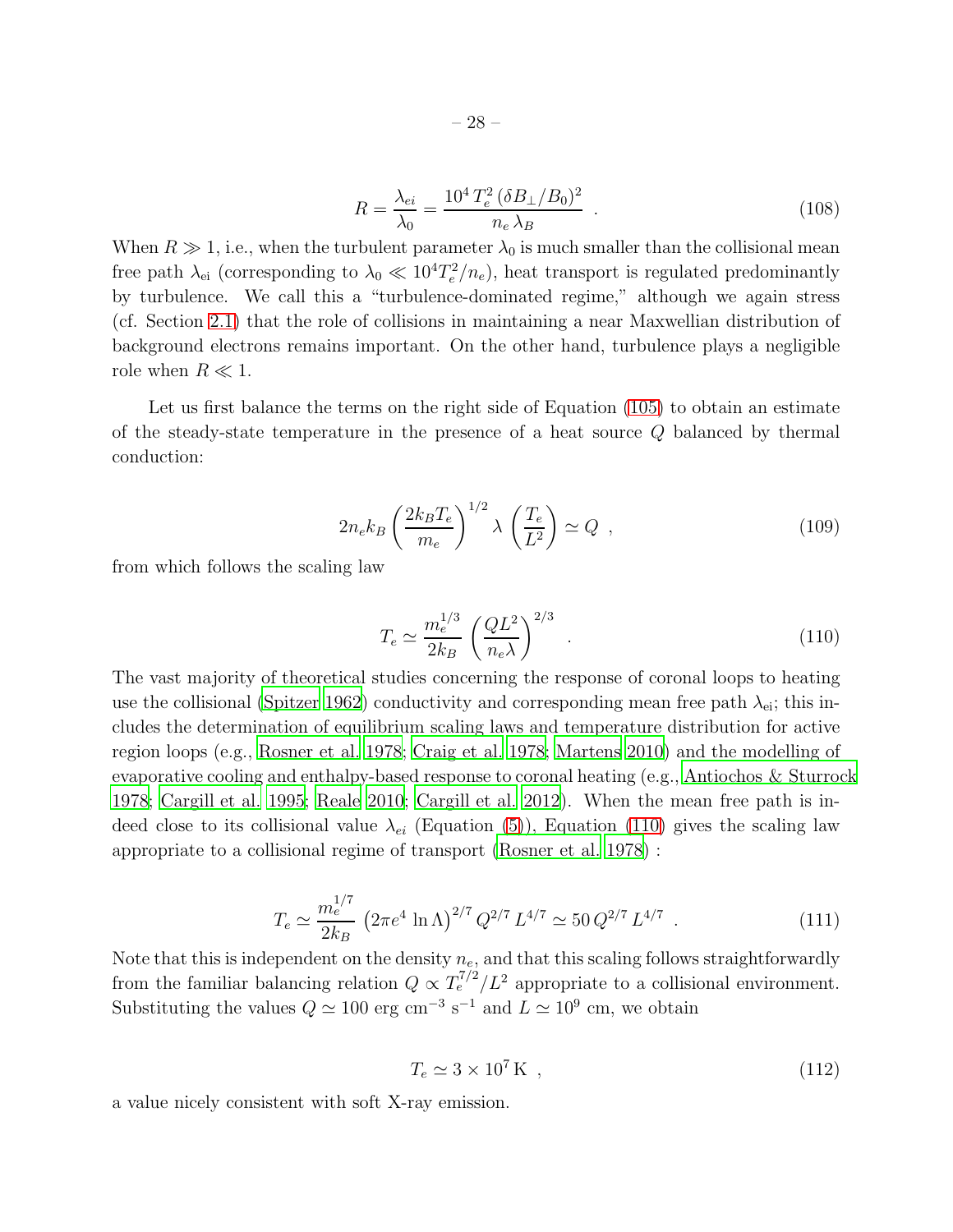$$R = \frac{\lambda_{ei}}{\lambda_0} = \frac{10^4\,T_e^2\,(\delta B_\perp/B_0)^2}{n_e\,\lambda_B} \ \ . \tag{108}$$

When $R \gg 1$, i.e., when the turbulent parameter $\lambda_0$ is much smaller than the collisional mean free path $\lambda_{\rm ei}$ (corresponding to $\lambda_0 \ll 10^4 T_e^2/n_e$), heat transport is regulated predominantly by turbulence. We call this a "turbulence-dominated regime," although we again stress (cf. Section 2.1) that the role of collisions in maintaining a near Maxwellian distribution of background electrons remains important. On the other hand, turbulence plays a negligible role when $R \ll 1$.

Let us first balance the terms on the right side of Equation (105) to obtain an estimate of the steady-state temperature in the presence of a heat source $Q$ balanced by thermal conduction:

$$2n_e k_B \left(\frac{2k_B T_e}{m_e}\right)^{1/2} \lambda \left(\frac{T_e}{L^2}\right) \simeq Q \ \ , \tag{109}$$

from which follows the scaling law

$$T_e \simeq \frac{m_e^{1/3}}{2k_B} \left(\frac{QL^2}{n_e \lambda}\right)^{2/3} \ \ . \tag{110}$$

The vast majority of theoretical studies concerning the response of coronal loops to heating use the collisional (Spitzer 1962) conductivity and corresponding mean free path $\lambda_{\rm ei}$; this includes the determination of equilibrium scaling laws and temperature distribution for active region loops (e.g., Rosner et al. 1978; Craig et al. 1978; Martens 2010) and the modelling of evaporative cooling and enthalpy-based response to coronal heating (e.g., Antiochos & Sturrock 1978; Cargill et al. 1995; Reale 2010; Cargill et al. 2012). When the mean free path is indeed close to its collisional value $\lambda_{ei}$ (Equation (5)), Equation (110) gives the scaling law appropriate to a collisional regime of transport (Rosner et al. 1978) :

$$T_e \simeq \frac{m_e^{1/7}}{2k_B} \left(2\pi e^4 \ln\Lambda\right)^{2/7} Q^{2/7}\, L^{4/7} \simeq 50\, Q^{2/7}\, L^{4/7} \ \ . \tag{111}$$

Note that this is independent on the density $n_e$, and that this scaling follows straightforwardly from the familiar balancing relation $Q \propto T_e^{7/2}/L^2$ appropriate to a collisional environment. Substituting the values $Q \simeq 100$ erg cm$^{-3}$ s$^{-1}$ and $L \simeq 10^9$ cm, we obtain

$$T_e \simeq 3 \times 10^7\,{\rm K} \ \ , \tag{112}$$

a value nicely consistent with soft X-ray emission.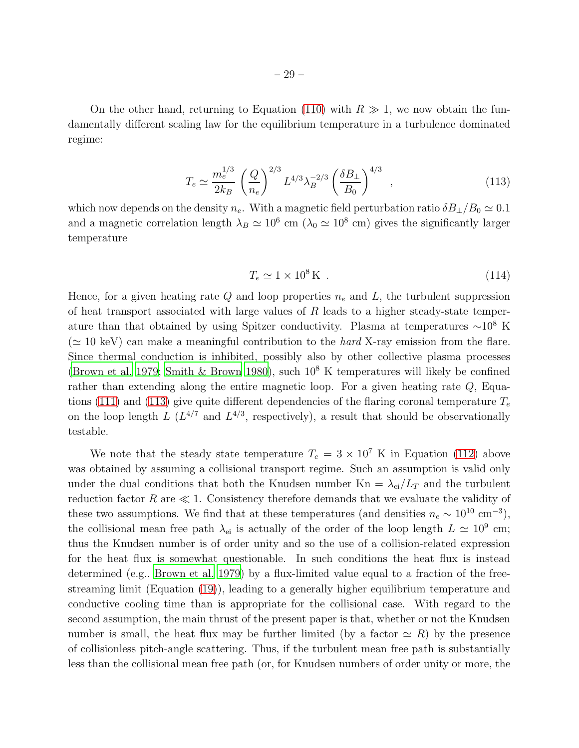On the other hand, returning to Equation (110) with $R \gg 1$, we now obtain the fundamentally different scaling law for the equilibrium temperature in a turbulence dominated regime:

$$T_e \simeq \frac{m_e^{1/3}}{2k_B} \left( \frac{Q}{n_e} \right)^{2/3} L^{4/3} \lambda_B^{-2/3} \left( \frac{\delta B_\perp}{B_0} \right)^{4/3} \quad , \tag{113}$$

which now depends on the density $n_e$. With a magnetic field perturbation ratio $\delta B_\perp / B_0 \simeq 0.1$ and a magnetic correlation length $\lambda_B \simeq 10^6$ cm ($\lambda_0 \simeq 10^8$ cm) gives the significantly larger temperature

$$T_e \simeq 1 \times 10^8 \, \mathrm{K} \ . \tag{114}$$

Hence, for a given heating rate $Q$ and loop properties $n_e$ and $L$, the turbulent suppression of heat transport associated with large values of $R$ leads to a higher steady-state temperature than that obtained by using Spitzer conductivity. Plasma at temperatures $\sim 10^8$ K ($\simeq 10$ keV) can make a meaningful contribution to the *hard* X-ray emission from the flare. Since thermal conduction is inhibited, possibly also by other collective plasma processes (Brown et al. 1979; Smith & Brown 1980), such $10^8$ K temperatures will likely be confined rather than extending along the entire magnetic loop. For a given heating rate $Q$, Equations (111) and (113) give quite different dependencies of the flaring coronal temperature $T_e$ on the loop length $L$ ($L^{4/7}$ and $L^{4/3}$, respectively), a result that should be observationally testable.

We note that the steady state temperature $T_e = 3 \times 10^7$ K in Equation (112) above was obtained by assuming a collisional transport regime. Such an assumption is valid only under the dual conditions that both the Knudsen number $\mathrm{Kn} = \lambda_{\mathrm{ei}} / L_T$ and the turbulent reduction factor $R$ are $\ll 1$. Consistency therefore demands that we evaluate the validity of these two assumptions. We find that at these temperatures (and densities $n_e \sim 10^{10}$ cm$^{-3}$), the collisional mean free path $\lambda_{\mathrm{ei}}$ is actually of the order of the loop length $L \simeq 10^9$ cm; thus the Knudsen number is of order unity and so the use of a collision-related expression for the heat flux is somewhat questionable. In such conditions the heat flux is instead determined (e.g., Brown et al. 1979) by a flux-limited value equal to a fraction of the free-streaming limit (Equation (19)), leading to a generally higher equilibrium temperature and conductive cooling time than is appropriate for the collisional case. With regard to the second assumption, the main thrust of the present paper is that, whether or not the Knudsen number is small, the heat flux may be further limited (by a factor $\simeq R$) by the presence of collisionless pitch-angle scattering. Thus, if the turbulent mean free path is substantially less than the collisional mean free path (or, for Knudsen numbers of order unity or more, the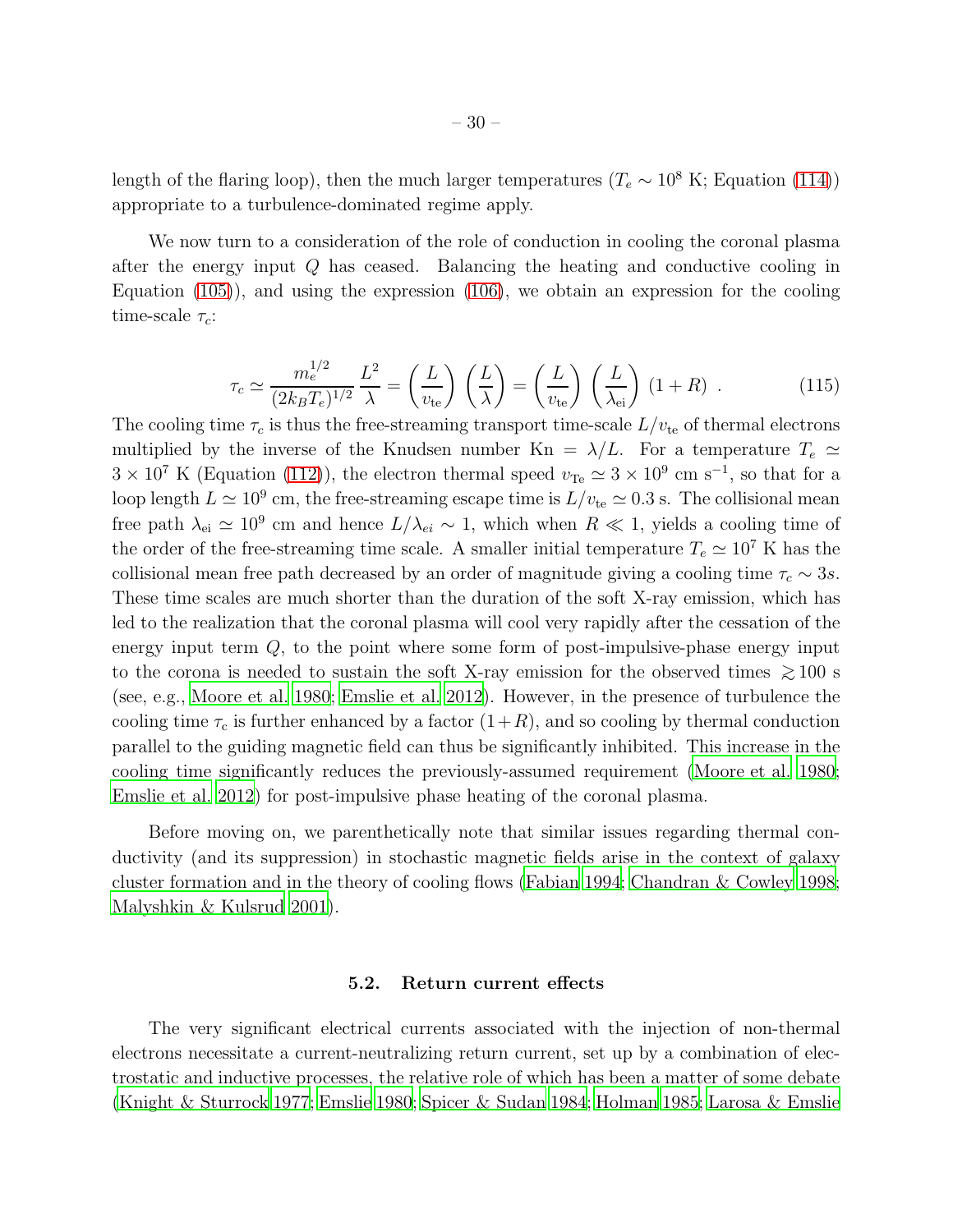length of the flaring loop), then the much larger temperatures ($T_e \sim 10^8$ K; Equation (114)) appropriate to a turbulence-dominated regime apply.

We now turn to a consideration of the role of conduction in cooling the coronal plasma after the energy input $Q$ has ceased. Balancing the heating and conductive cooling in Equation (105)), and using the expression (106), we obtain an expression for the cooling time-scale $\tau_c$:

$$\tau_c \simeq \frac{m_e^{1/2}}{(2k_B T_e)^{1/2}} \frac{L^2}{\lambda} = \left(\frac{L}{v_{\rm te}}\right) \left(\frac{L}{\lambda}\right) = \left(\frac{L}{v_{\rm te}}\right) \left(\frac{L}{\lambda_{\rm ei}}\right) (1+R) \ . \tag{115}$$

The cooling time $\tau_c$ is thus the free-streaming transport time-scale $L/v_{\rm te}$ of thermal electrons multiplied by the inverse of the Knudsen number ${\rm Kn} = \lambda/L$. For a temperature $T_e \simeq 3 \times 10^7$ K (Equation (112)), the electron thermal speed $v_{\rm Te} \simeq 3 \times 10^9$ cm s$^{-1}$, so that for a loop length $L \simeq 10^9$ cm, the free-streaming escape time is $L/v_{\rm te} \simeq 0.3$ s. The collisional mean free path $\lambda_{\rm ei} \simeq 10^9$ cm and hence $L/\lambda_{ei} \sim 1$, which when $R \ll 1$, yields a cooling time of the order of the free-streaming time scale. A smaller initial temperature $T_e \simeq 10^7$ K has the collisional mean free path decreased by an order of magnitude giving a cooling time $\tau_c \sim 3s$. These time scales are much shorter than the duration of the soft X-ray emission, which has led to the realization that the coronal plasma will cool very rapidly after the cessation of the energy input term $Q$, to the point where some form of post-impulsive-phase energy input to the corona is needed to sustain the soft X-ray emission for the observed times $\gtrsim 100$ s (see, e.g., Moore et al. 1980; Emslie et al. 2012). However, in the presence of turbulence the cooling time $\tau_{\rm c}$ is further enhanced by a factor $(1+R)$, and so cooling by thermal conduction parallel to the guiding magnetic field can thus be significantly inhibited. This increase in the cooling time significantly reduces the previously-assumed requirement (Moore et al. 1980; Emslie et al. 2012) for post-impulsive phase heating of the coronal plasma.

Before moving on, we parenthetically note that similar issues regarding thermal conductivity (and its suppression) in stochastic magnetic fields arise in the context of galaxy cluster formation and in the theory of cooling flows (Fabian 1994; Chandran & Cowley 1998; Malyshkin & Kulsrud 2001).

### 5.2. Return current effects

The very significant electrical currents associated with the injection of non-thermal electrons necessitate a current-neutralizing return current, set up by a combination of electrostatic and inductive processes, the relative role of which has been a matter of some debate (Knight & Sturrock 1977; Emslie 1980; Spicer & Sudan 1984; Holman 1985; Larosa & Emslie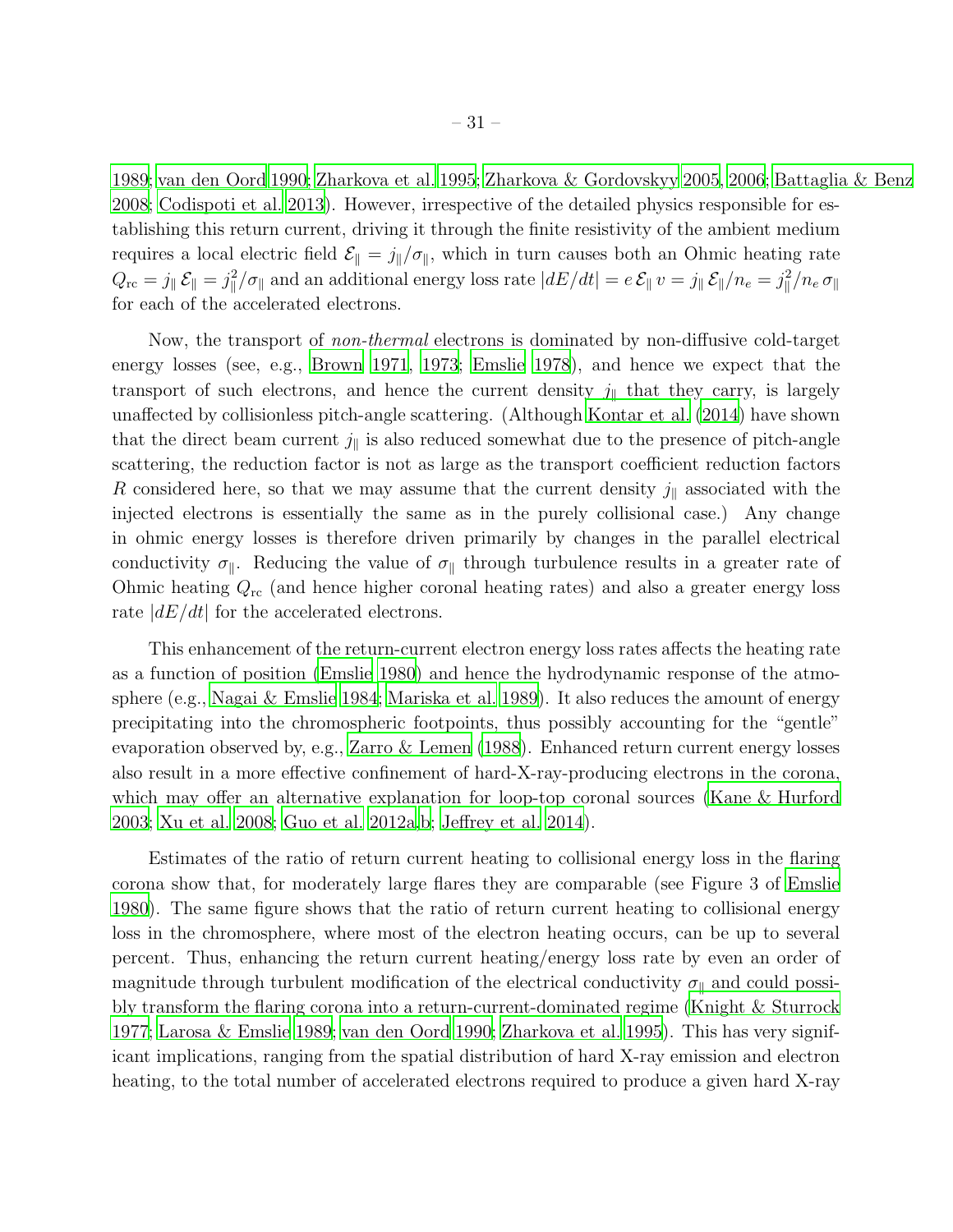1989; van den Oord 1990; Zharkova et al. 1995; Zharkova & Gordovskyy 2005, 2006; Battaglia & Benz 2008; Codispoti et al. 2013). However, irrespective of the detailed physics responsible for establishing this return current, driving it through the finite resistivity of the ambient medium requires a local electric field $\mathcal{E}_\parallel = j_\parallel/\sigma_\parallel$, which in turn causes both an Ohmic heating rate $Q_{\rm rc} = j_\parallel \, \mathcal{E}_\parallel = j_\parallel^2/\sigma_\parallel$ and an additional energy loss rate $|dE/dt| = e \, \mathcal{E}_\parallel \, v = j_\parallel \, \mathcal{E}_\parallel/n_e = j_\parallel^2/n_e \, \sigma_\parallel$ for each of the accelerated electrons.

Now, the transport of *non-thermal* electrons is dominated by non-diffusive cold-target energy losses (see, e.g., Brown 1971, 1973; Emslie 1978), and hence we expect that the transport of such electrons, and hence the current density $j_\parallel$ that they carry, is largely unaffected by collisionless pitch-angle scattering. (Although Kontar et al. (2014) have shown that the direct beam current $j_\parallel$ is also reduced somewhat due to the presence of pitch-angle scattering, the reduction factor is not as large as the transport coefficient reduction factors $R$ considered here, so that we may assume that the current density $j_\parallel$ associated with the injected electrons is essentially the same as in the purely collisional case.) Any change in ohmic energy losses is therefore driven primarily by changes in the parallel electrical conductivity $\sigma_\parallel$. Reducing the value of $\sigma_\parallel$ through turbulence results in a greater rate of Ohmic heating $Q_{\rm rc}$ (and hence higher coronal heating rates) and also a greater energy loss rate $|dE/dt|$ for the accelerated electrons.

This enhancement of the return-current electron energy loss rates affects the heating rate as a function of position (Emslie 1980) and hence the hydrodynamic response of the atmosphere (e.g., Nagai & Emslie 1984; Mariska et al. 1989). It also reduces the amount of energy precipitating into the chromospheric footpoints, thus possibly accounting for the "gentle" evaporation observed by, e.g., Zarro & Lemen (1988). Enhanced return current energy losses also result in a more effective confinement of hard-X-ray-producing electrons in the corona, which may offer an alternative explanation for loop-top coronal sources (Kane & Hurford 2003; Xu et al. 2008; Guo et al. 2012a,b; Jeffrey et al. 2014).

Estimates of the ratio of return current heating to collisional energy loss in the flaring corona show that, for moderately large flares they are comparable (see Figure 3 of Emslie 1980). The same figure shows that the ratio of return current heating to collisional energy loss in the chromosphere, where most of the electron heating occurs, can be up to several percent. Thus, enhancing the return current heating/energy loss rate by even an order of magnitude through turbulent modification of the electrical conductivity $\sigma_\parallel$ and could possibly transform the flaring corona into a return-current-dominated regime (Knight & Sturrock 1977; Larosa & Emslie 1989; van den Oord 1990; Zharkova et al. 1995). This has very significant implications, ranging from the spatial distribution of hard X-ray emission and electron heating, to the total number of accelerated electrons required to produce a given hard X-ray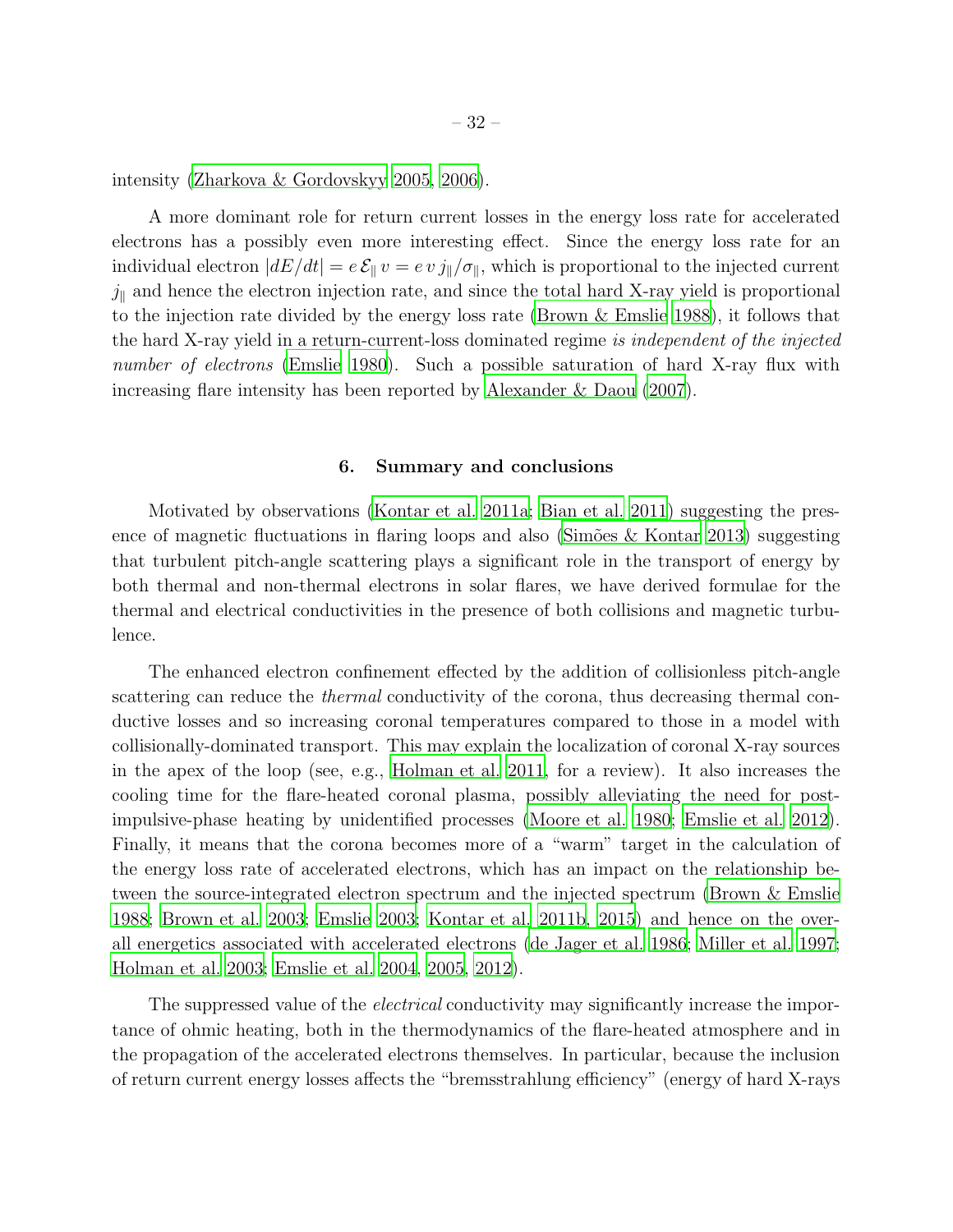intensity (Zharkova & Gordovskyy 2005, 2006).

A more dominant role for return current losses in the energy loss rate for accelerated electrons has a possibly even more interesting effect. Since the energy loss rate for an individual electron $|dE/dt| = e\,\mathcal{E}_\parallel\,v = e\,v\,j_\parallel/\sigma_\parallel$, which is proportional to the injected current $j_\parallel$ and hence the electron injection rate, and since the total hard X-ray yield is proportional to the injection rate divided by the energy loss rate (Brown & Emslie 1988), it follows that the hard X-ray yield in a return-current-loss dominated regime *is independent of the injected number of electrons* (Emslie 1980). Such a possible saturation of hard X-ray flux with increasing flare intensity has been reported by Alexander & Daou (2007).

## 6. Summary and conclusions

Motivated by observations (Kontar et al. 2011a; Bian et al. 2011) suggesting the presence of magnetic fluctuations in flaring loops and also (Simões & Kontar 2013) suggesting that turbulent pitch-angle scattering plays a significant role in the transport of energy by both thermal and non-thermal electrons in solar flares, we have derived formulae for the thermal and electrical conductivities in the presence of both collisions and magnetic turbulence.

The enhanced electron confinement effected by the addition of collisionless pitch-angle scattering can reduce the *thermal* conductivity of the corona, thus decreasing thermal conductive losses and so increasing coronal temperatures compared to those in a model with collisionally-dominated transport. This may explain the localization of coronal X-ray sources in the apex of the loop (see, e.g., Holman et al. 2011, for a review). It also increases the cooling time for the flare-heated coronal plasma, possibly alleviating the need for post-impulsive-phase heating by unidentified processes (Moore et al. 1980; Emslie et al. 2012). Finally, it means that the corona becomes more of a "warm" target in the calculation of the energy loss rate of accelerated electrons, which has an impact on the relationship between the source-integrated electron spectrum and the injected spectrum (Brown & Emslie 1988; Brown et al. 2003; Emslie 2003; Kontar et al. 2011b, 2015) and hence on the overall energetics associated with accelerated electrons (de Jager et al. 1986; Miller et al. 1997; Holman et al. 2003; Emslie et al. 2004, 2005, 2012).

The suppressed value of the *electrical* conductivity may significantly increase the importance of ohmic heating, both in the thermodynamics of the flare-heated atmosphere and in the propagation of the accelerated electrons themselves. In particular, because the inclusion of return current energy losses affects the "bremsstrahlung efficiency" (energy of hard X-rays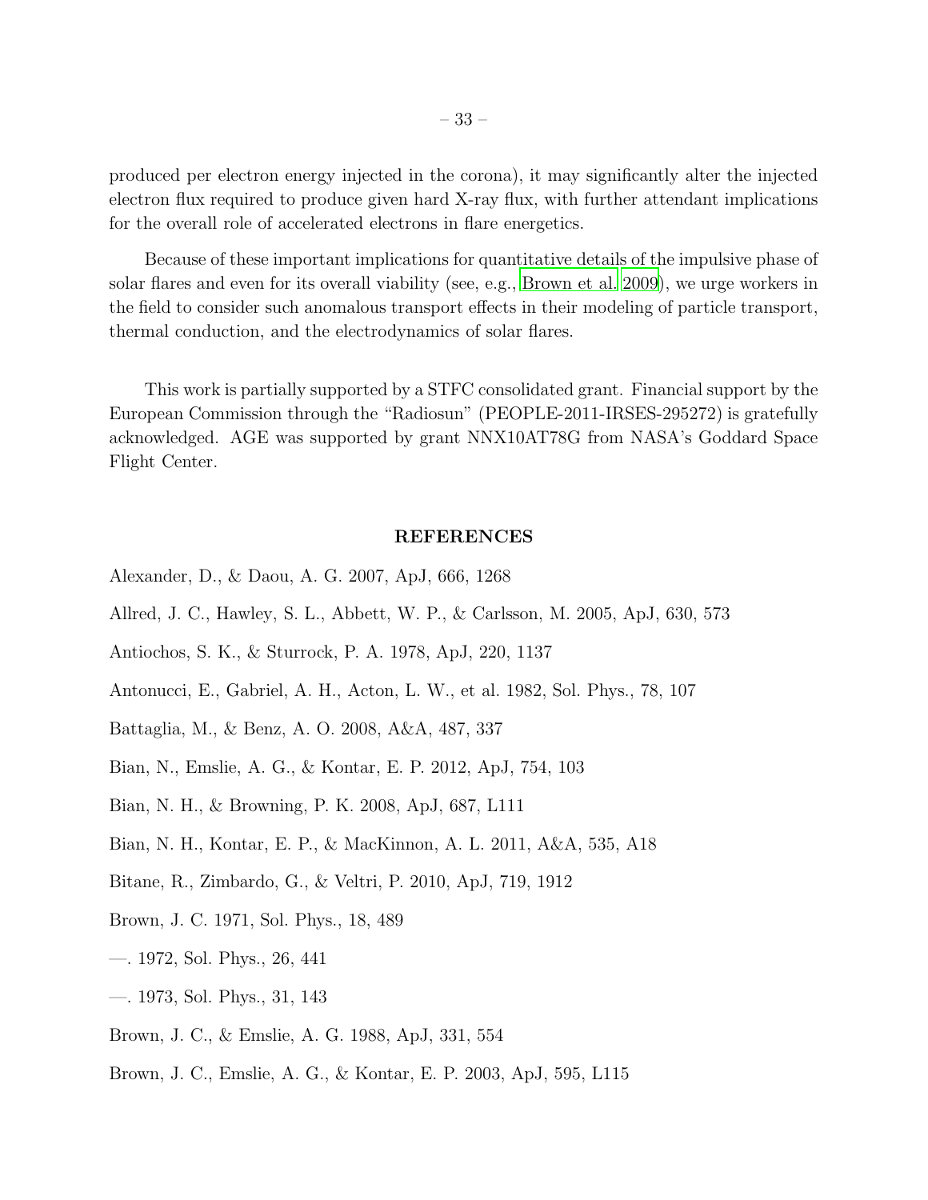produced per electron energy injected in the corona), it may significantly alter the injected electron flux required to produce given hard X-ray flux, with further attendant implications for the overall role of accelerated electrons in flare energetics.

Because of these important implications for quantitative details of the impulsive phase of solar flares and even for its overall viability (see, e.g., Brown et al. 2009), we urge workers in the field to consider such anomalous transport effects in their modeling of particle transport, thermal conduction, and the electrodynamics of solar flares.

This work is partially supported by a STFC consolidated grant. Financial support by the European Commission through the "Radiosun" (PEOPLE-2011-IRSES-295272) is gratefully acknowledged. AGE was supported by grant NNX10AT78G from NASA's Goddard Space Flight Center.

## REFERENCES

Alexander, D., & Daou, A. G. 2007, ApJ, 666, 1268

Allred, J. C., Hawley, S. L., Abbett, W. P., & Carlsson, M. 2005, ApJ, 630, 573

Antiochos, S. K., & Sturrock, P. A. 1978, ApJ, 220, 1137

Antonucci, E., Gabriel, A. H., Acton, L. W., et al. 1982, Sol. Phys., 78, 107

Battaglia, M., & Benz, A. O. 2008, A&A, 487, 337

Bian, N., Emslie, A. G., & Kontar, E. P. 2012, ApJ, 754, 103

Bian, N. H., & Browning, P. K. 2008, ApJ, 687, L111

Bian, N. H., Kontar, E. P., & MacKinnon, A. L. 2011, A&A, 535, A18

Bitane, R., Zimbardo, G., & Veltri, P. 2010, ApJ, 719, 1912

Brown, J. C. 1971, Sol. Phys., 18, 489

—. 1972, Sol. Phys., 26, 441

—. 1973, Sol. Phys., 31, 143

Brown, J. C., & Emslie, A. G. 1988, ApJ, 331, 554

Brown, J. C., Emslie, A. G., & Kontar, E. P. 2003, ApJ, 595, L115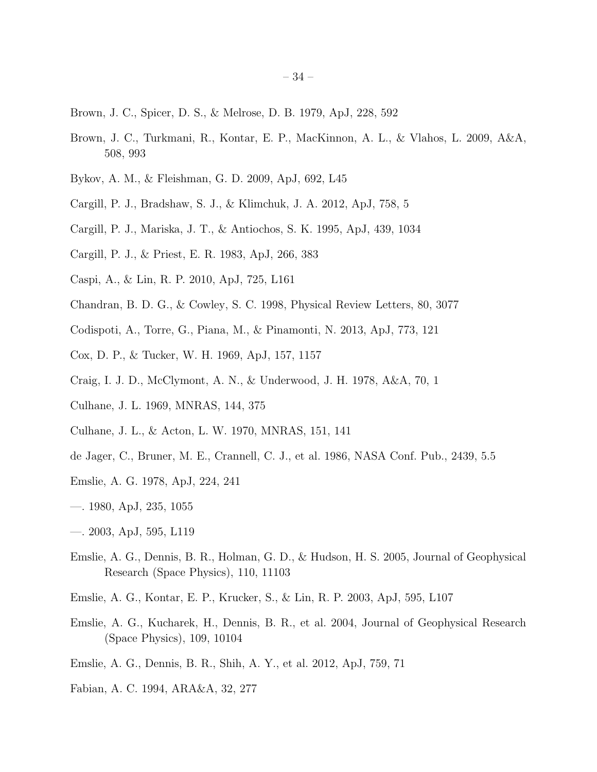Brown, J. C., Spicer, D. S., & Melrose, D. B. 1979, ApJ, 228, 592

Brown, J. C., Turkmani, R., Kontar, E. P., MacKinnon, A. L., & Vlahos, L. 2009, A&A, 508, 993

Bykov, A. M., & Fleishman, G. D. 2009, ApJ, 692, L45

Cargill, P. J., Bradshaw, S. J., & Klimchuk, J. A. 2012, ApJ, 758, 5

Cargill, P. J., Mariska, J. T., & Antiochos, S. K. 1995, ApJ, 439, 1034

Cargill, P. J., & Priest, E. R. 1983, ApJ, 266, 383

Caspi, A., & Lin, R. P. 2010, ApJ, 725, L161

Chandran, B. D. G., & Cowley, S. C. 1998, Physical Review Letters, 80, 3077

Codispoti, A., Torre, G., Piana, M., & Pinamonti, N. 2013, ApJ, 773, 121

Cox, D. P., & Tucker, W. H. 1969, ApJ, 157, 1157

Craig, I. J. D., McClymont, A. N., & Underwood, J. H. 1978, A&A, 70, 1

Culhane, J. L. 1969, MNRAS, 144, 375

Culhane, J. L., & Acton, L. W. 1970, MNRAS, 151, 141

de Jager, C., Bruner, M. E., Crannell, C. J., et al. 1986, NASA Conf. Pub., 2439, 5.5

Emslie, A. G. 1978, ApJ, 224, 241

—. 1980, ApJ, 235, 1055

—. 2003, ApJ, 595, L119

Emslie, A. G., Dennis, B. R., Holman, G. D., & Hudson, H. S. 2005, Journal of Geophysical Research (Space Physics), 110, 11103

Emslie, A. G., Kontar, E. P., Krucker, S., & Lin, R. P. 2003, ApJ, 595, L107

Emslie, A. G., Kucharek, H., Dennis, B. R., et al. 2004, Journal of Geophysical Research (Space Physics), 109, 10104

Emslie, A. G., Dennis, B. R., Shih, A. Y., et al. 2012, ApJ, 759, 71

Fabian, A. C. 1994, ARA&A, 32, 277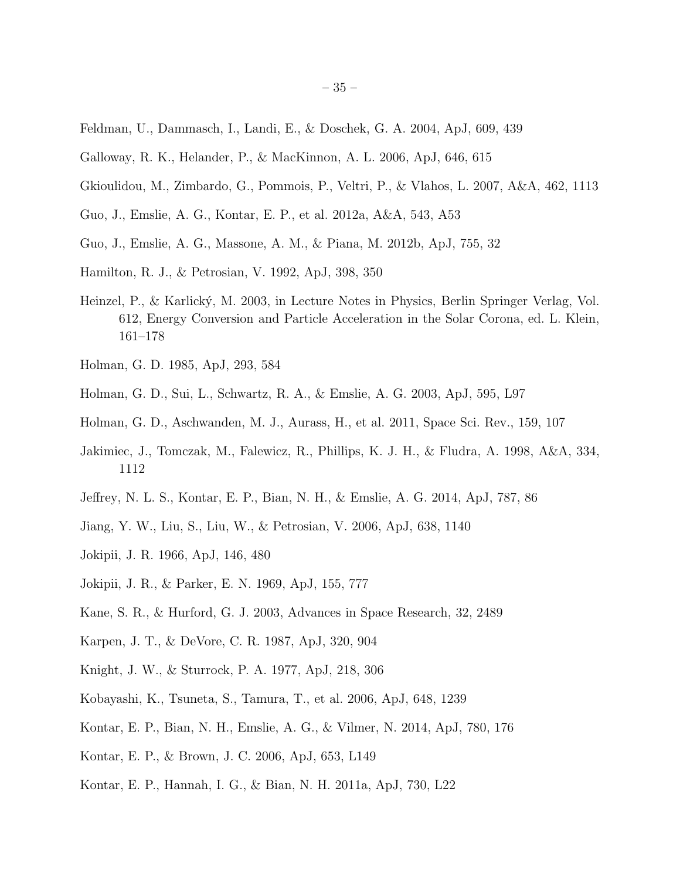Feldman, U., Dammasch, I., Landi, E., & Doschek, G. A. 2004, ApJ, 609, 439

Galloway, R. K., Helander, P., & MacKinnon, A. L. 2006, ApJ, 646, 615

Gkioulidou, M., Zimbardo, G., Pommois, P., Veltri, P., & Vlahos, L. 2007, A&A, 462, 1113

Guo, J., Emslie, A. G., Kontar, E. P., et al. 2012a, A&A, 543, A53

Guo, J., Emslie, A. G., Massone, A. M., & Piana, M. 2012b, ApJ, 755, 32

Hamilton, R. J., & Petrosian, V. 1992, ApJ, 398, 350

Heinzel, P., & Karlický, M. 2003, in Lecture Notes in Physics, Berlin Springer Verlag, Vol. 612, Energy Conversion and Particle Acceleration in the Solar Corona, ed. L. Klein, 161–178

Holman, G. D. 1985, ApJ, 293, 584

Holman, G. D., Sui, L., Schwartz, R. A., & Emslie, A. G. 2003, ApJ, 595, L97

Holman, G. D., Aschwanden, M. J., Aurass, H., et al. 2011, Space Sci. Rev., 159, 107

Jakimiec, J., Tomczak, M., Falewicz, R., Phillips, K. J. H., & Fludra, A. 1998, A&A, 334, 1112

Jeffrey, N. L. S., Kontar, E. P., Bian, N. H., & Emslie, A. G. 2014, ApJ, 787, 86

Jiang, Y. W., Liu, S., Liu, W., & Petrosian, V. 2006, ApJ, 638, 1140

Jokipii, J. R. 1966, ApJ, 146, 480

Jokipii, J. R., & Parker, E. N. 1969, ApJ, 155, 777

Kane, S. R., & Hurford, G. J. 2003, Advances in Space Research, 32, 2489

Karpen, J. T., & DeVore, C. R. 1987, ApJ, 320, 904

Knight, J. W., & Sturrock, P. A. 1977, ApJ, 218, 306

Kobayashi, K., Tsuneta, S., Tamura, T., et al. 2006, ApJ, 648, 1239

Kontar, E. P., Bian, N. H., Emslie, A. G., & Vilmer, N. 2014, ApJ, 780, 176

Kontar, E. P., & Brown, J. C. 2006, ApJ, 653, L149

Kontar, E. P., Hannah, I. G., & Bian, N. H. 2011a, ApJ, 730, L22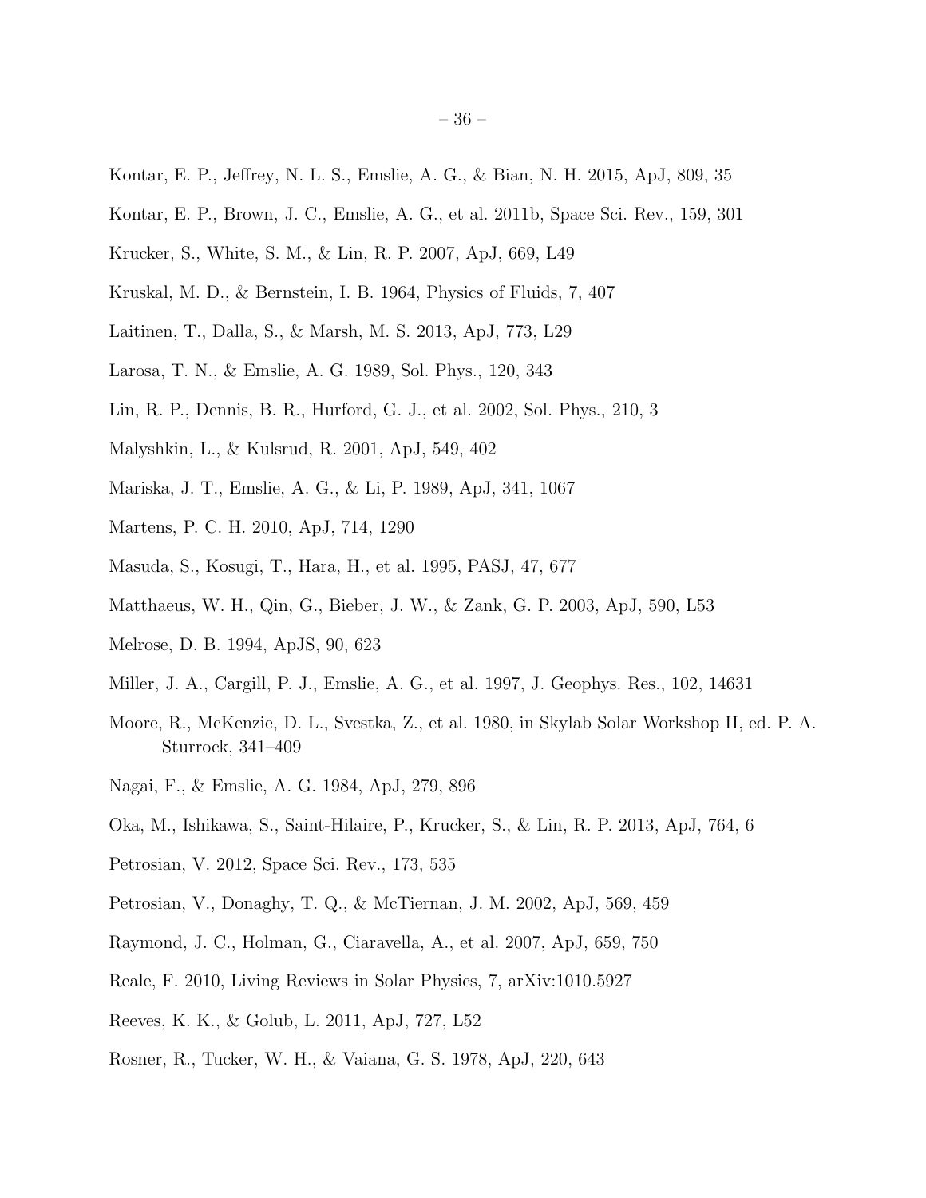Kontar, E. P., Jeffrey, N. L. S., Emslie, A. G., & Bian, N. H. 2015, ApJ, 809, 35

Kontar, E. P., Brown, J. C., Emslie, A. G., et al. 2011b, Space Sci. Rev., 159, 301

Krucker, S., White, S. M., & Lin, R. P. 2007, ApJ, 669, L49

Kruskal, M. D., & Bernstein, I. B. 1964, Physics of Fluids, 7, 407

Laitinen, T., Dalla, S., & Marsh, M. S. 2013, ApJ, 773, L29

Larosa, T. N., & Emslie, A. G. 1989, Sol. Phys., 120, 343

Lin, R. P., Dennis, B. R., Hurford, G. J., et al. 2002, Sol. Phys., 210, 3

Malyshkin, L., & Kulsrud, R. 2001, ApJ, 549, 402

Mariska, J. T., Emslie, A. G., & Li, P. 1989, ApJ, 341, 1067

Martens, P. C. H. 2010, ApJ, 714, 1290

Masuda, S., Kosugi, T., Hara, H., et al. 1995, PASJ, 47, 677

Matthaeus, W. H., Qin, G., Bieber, J. W., & Zank, G. P. 2003, ApJ, 590, L53

Melrose, D. B. 1994, ApJS, 90, 623

Miller, J. A., Cargill, P. J., Emslie, A. G., et al. 1997, J. Geophys. Res., 102, 14631

Moore, R., McKenzie, D. L., Svestka, Z., et al. 1980, in Skylab Solar Workshop II, ed. P. A. Sturrock, 341–409

Nagai, F., & Emslie, A. G. 1984, ApJ, 279, 896

Oka, M., Ishikawa, S., Saint-Hilaire, P., Krucker, S., & Lin, R. P. 2013, ApJ, 764, 6

Petrosian, V. 2012, Space Sci. Rev., 173, 535

Petrosian, V., Donaghy, T. Q., & McTiernan, J. M. 2002, ApJ, 569, 459

Raymond, J. C., Holman, G., Ciaravella, A., et al. 2007, ApJ, 659, 750

Reale, F. 2010, Living Reviews in Solar Physics, 7, arXiv:1010.5927

Reeves, K. K., & Golub, L. 2011, ApJ, 727, L52

Rosner, R., Tucker, W. H., & Vaiana, G. S. 1978, ApJ, 220, 643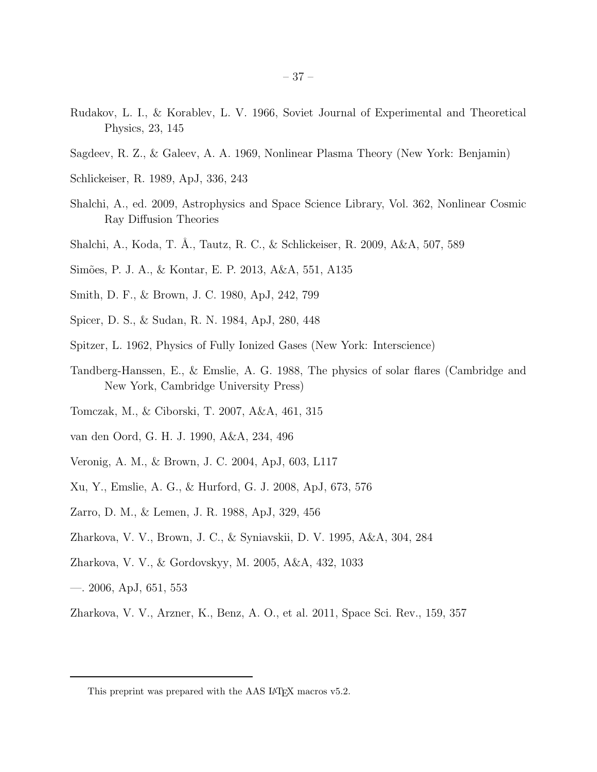Rudakov, L. I., & Korablev, L. V. 1966, Soviet Journal of Experimental and Theoretical Physics, 23, 145

Sagdeev, R. Z., & Galeev, A. A. 1969, Nonlinear Plasma Theory (New York: Benjamin)

Schlickeiser, R. 1989, ApJ, 336, 243

Shalchi, A., ed. 2009, Astrophysics and Space Science Library, Vol. 362, Nonlinear Cosmic Ray Diffusion Theories

Shalchi, A., Koda, T. Å., Tautz, R. C., & Schlickeiser, R. 2009, A&A, 507, 589

Simões, P. J. A., & Kontar, E. P. 2013, A&A, 551, A135

Smith, D. F., & Brown, J. C. 1980, ApJ, 242, 799

Spicer, D. S., & Sudan, R. N. 1984, ApJ, 280, 448

Spitzer, L. 1962, Physics of Fully Ionized Gases (New York: Interscience)

Tandberg-Hanssen, E., & Emslie, A. G. 1988, The physics of solar flares (Cambridge and New York, Cambridge University Press)

Tomczak, M., & Ciborski, T. 2007, A&A, 461, 315

van den Oord, G. H. J. 1990, A&A, 234, 496

Veronig, A. M., & Brown, J. C. 2004, ApJ, 603, L117

Xu, Y., Emslie, A. G., & Hurford, G. J. 2008, ApJ, 673, 576

Zarro, D. M., & Lemen, J. R. 1988, ApJ, 329, 456

Zharkova, V. V., Brown, J. C., & Syniavskii, D. V. 1995, A&A, 304, 284

Zharkova, V. V., & Gordovskyy, M. 2005, A&A, 432, 1033

—. 2006, ApJ, 651, 553

Zharkova, V. V., Arzner, K., Benz, A. O., et al. 2011, Space Sci. Rev., 159, 357

This preprint was prepared with the AAS LaTeX macros v5.2.